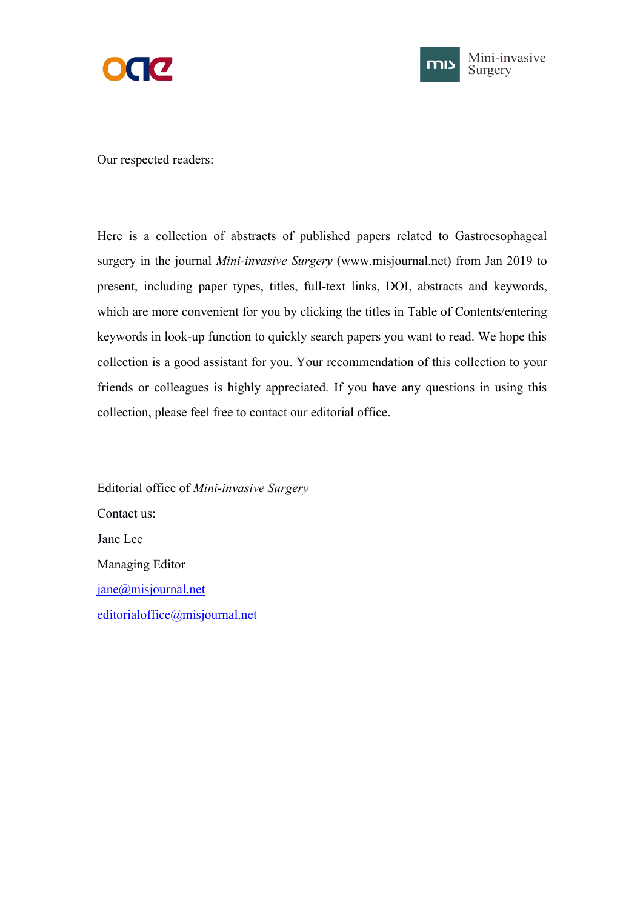Our respected readers:

Here is a collection of abstracts of published papers related to Gastroesophageal surgery in the journal *Mini-invasive Surgery* (www.misjournal.net) from Jan 2019 to present, including paper types, titles, full-text links, DOI, abstracts and keywords, which are more convenient for you by clicking the titles in Table of Contents/entering keywords in look-up function to quickly search papers you want to read. We hope this collection is a good assistant for you. Your recommendation of this collection to your friends or colleagues is highly appreciated. If you have any questions in using this collection, please feel free to contact our editorial office.

Editorial office of *Mini-invasive Surgery*

Contact us:

Jane Lee

Managing Editor

jane@misjournal.net

editorialoffice@misjournal.net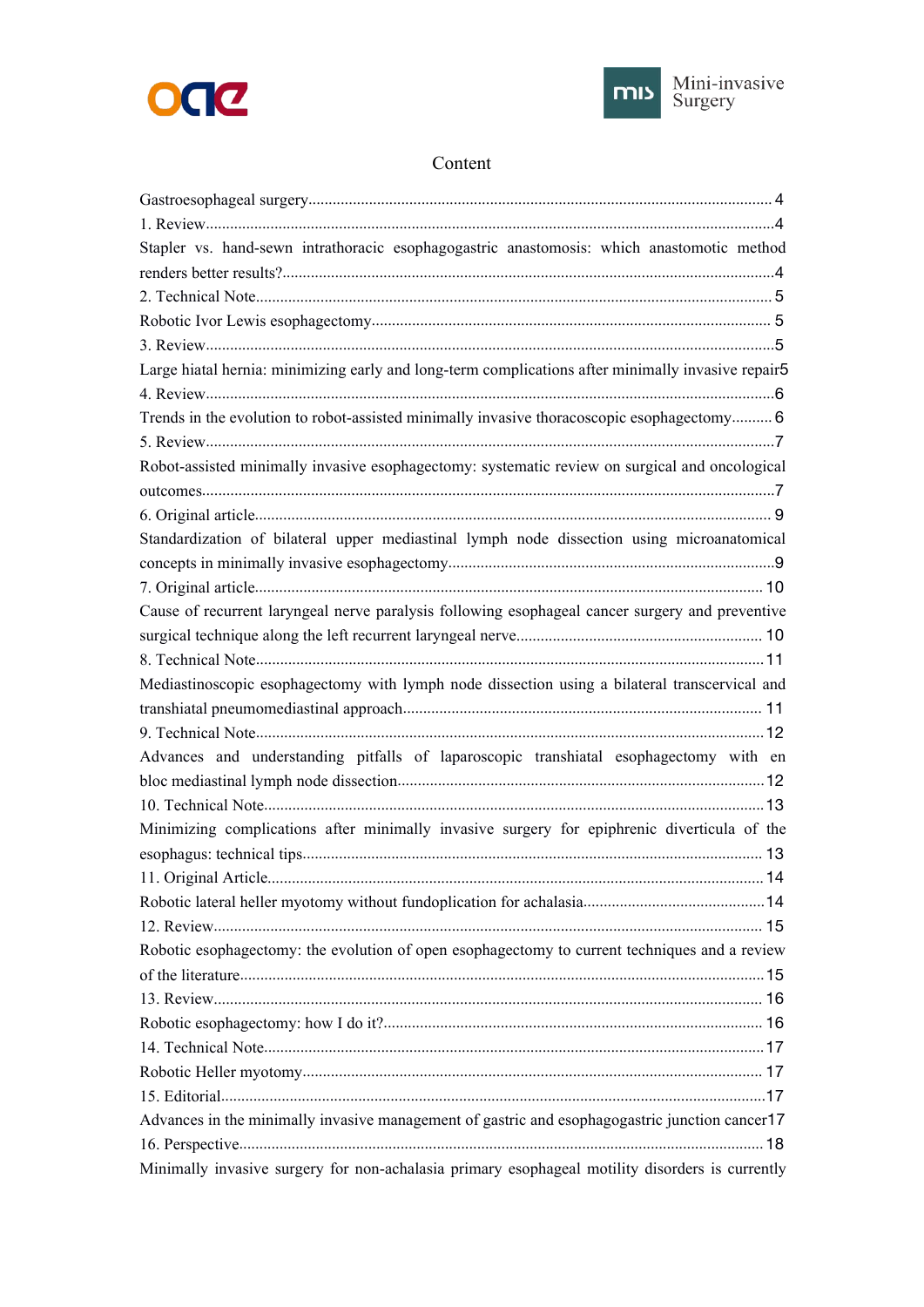# Content

Gastroesophageal surgery.................................................................................................................. 4

1. Review..............................................................................................................................................4

Stapler vs. hand-sewn intrathoracic esophagogastric anastomosis: which anastomotic method renders better results?.........................................................................................................................4

2. Technical Note.................................................................................................................................. 5

Robotic Ivor Lewis esophagectomy.................................................................................................. 5

3. Review..............................................................................................................................................5

Large hiatal hernia: minimizing early and long-term complications after minimally invasive repair5

4. Review..............................................................................................................................................6

Trends in the evolution to robot-assisted minimally invasive thoracoscopic esophagectomy.......... 6

5. Review..............................................................................................................................................7

Robot-assisted minimally invasive esophagectomy: systematic review on surgical and oncological outcomes...............................................................................................................................................7

6. Original article.................................................................................................................................. 9

Standardization of bilateral upper mediastinal lymph node dissection using microanatomical concepts in minimally invasive esophagectomy.................................................................................9

7. Original article................................................................................................................................ 10

Cause of recurrent laryngeal nerve paralysis following esophageal cancer surgery and preventive surgical technique along the left recurrent laryngeal nerve............................................................ 10

8. Technical Note................................................................................................................................11

Mediastinoscopic esophagectomy with lymph node dissection using a bilateral transcervical and transhiatal pneumomediastinal approach......................................................................................... 11

9. Technical Note................................................................................................................................12

Advances and understanding pitfalls of laparoscopic transhiatal esophagectomy with en bloc mediastinal lymph node dissection..........................................................................................12

10. Technical Note..............................................................................................................................13

Minimizing complications after minimally invasive surgery for epiphrenic diverticula of the esophagus: technical tips................................................................................................................. 13

11. Original Article............................................................................................................................ 14

Robotic lateral heller myotomy without fundoplication for achalasia............................................14

12. Review......................................................................................................................................... 15

Robotic esophagectomy: the evolution of open esophagectomy to current techniques and a review of the literature.................................................................................................................................15

13. Review......................................................................................................................................... 16

Robotic esophagectomy: how I do it?............................................................................................. 16

14. Technical Note..............................................................................................................................17

Robotic Heller myotomy................................................................................................................. 17

15. Editorial........................................................................................................................................17

Advances in the minimally invasive management of gastric and esophagogastric junction cancer17

16. Perspective................................................................................................................................... 18

Minimally invasive surgery for non-achalasia primary esophageal motility disorders is currently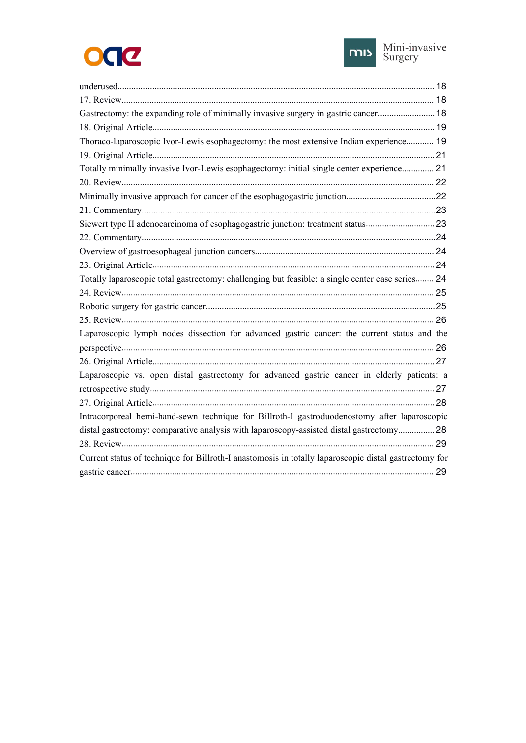underused.......................................................................................................................... 18

17. Review.......................................................................................................................... 18

Gastrectomy: the expanding role of minimally invasive surgery in gastric cancer......................... 18

18. Original Article.......................................................................................................................... 19

Thoraco-laparoscopic Ivor-Lewis esophagectomy: the most extensive Indian experience............ 19

19. Original Article.......................................................................................................................... 21

Totally minimally invasive Ivor-Lewis esophagectomy: initial single center experience.............. 21

20. Review.......................................................................................................................... 22

Minimally invasive approach for cancer of the esophagogastric junction....................................... 22

21. Commentary.......................................................................................................................... 23

Siewert type II adenocarcinoma of esophagogastric junction: treatment status.............................. 23

22. Commentary.......................................................................................................................... 24

Overview of gastroesophageal junction cancers............................................................................. 24

23. Original Article.......................................................................................................................... 24

Totally laparoscopic total gastrectomy: challenging but feasible: a single center case series........ 24

24. Review.......................................................................................................................... 25

Robotic surgery for gastric cancer.......................................................................................................... 25

25. Review.......................................................................................................................... 26

Laparoscopic lymph nodes dissection for advanced gastric cancer: the current status and the perspective.......................................................................................................................... 26

26. Original Article.......................................................................................................................... 27

Laparoscopic vs. open distal gastrectomy for advanced gastric cancer in elderly patients: a retrospective study.......................................................................................................................... 27

27. Original Article.......................................................................................................................... 28

Intracorporeal hemi-hand-sewn technique for Billroth-I gastroduodenostomy after laparoscopic distal gastrectomy: comparative analysis with laparoscopy-assisted distal gastrectomy................ 28

28. Review.......................................................................................................................... 29

Current status of technique for Billroth-I anastomosis in totally laparoscopic distal gastrectomy for gastric cancer.......................................................................................................................... 29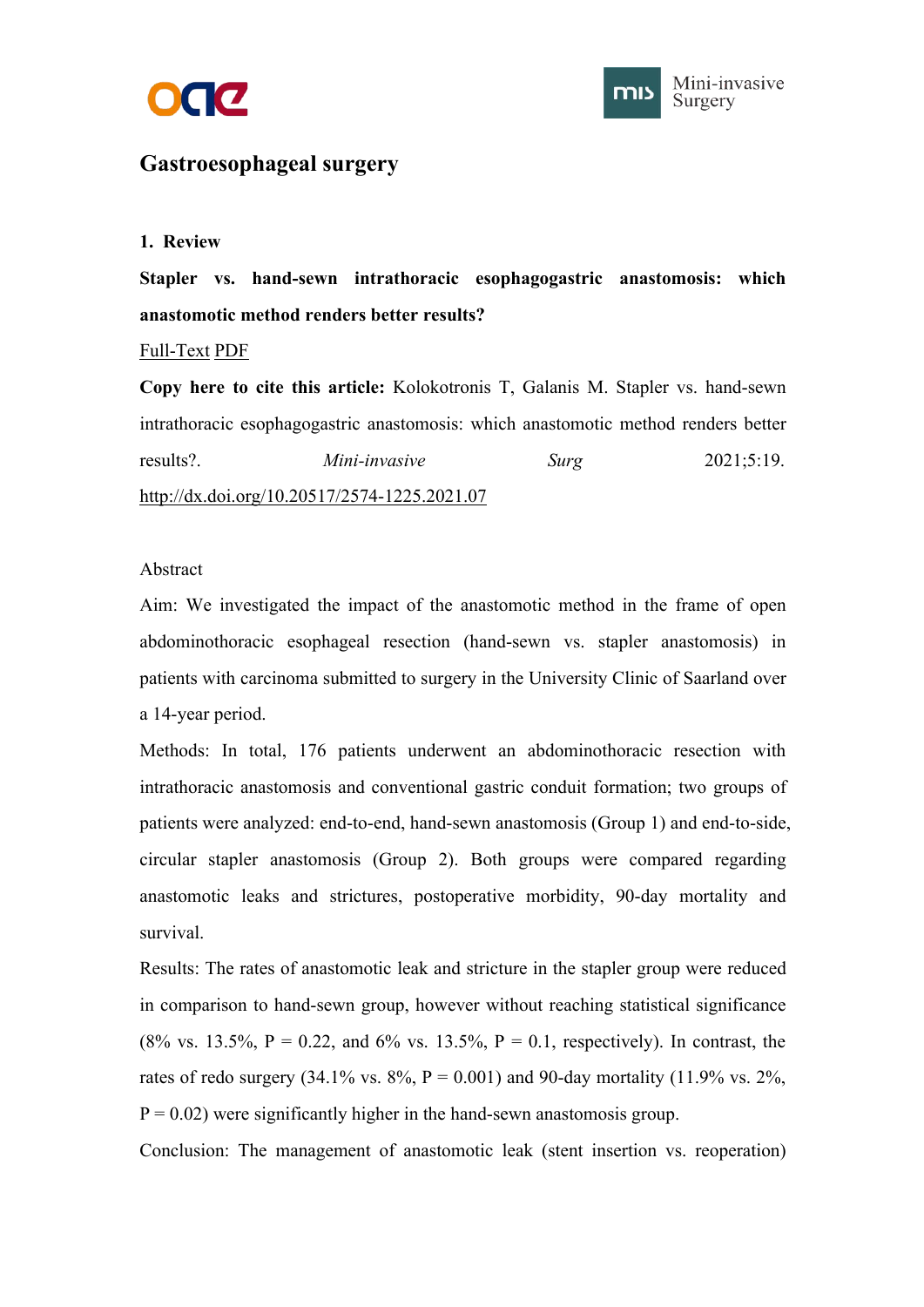# Gastroesophageal surgery

## 1. Review

**Stapler vs. hand-sewn intrathoracic esophagogastric anastomosis: which anastomotic method renders better results?**

Full-Text PDF

**Copy here to cite this article:** Kolokotronis T, Galanis M. Stapler vs. hand-sewn intrathoracic esophagogastric anastomosis: which anastomotic method renders better results?. *Mini-invasive Surg* 2021;5:19. http://dx.doi.org/10.20517/2574-1225.2021.07

Abstract

Aim: We investigated the impact of the anastomotic method in the frame of open abdominothoracic esophageal resection (hand-sewn vs. stapler anastomosis) in patients with carcinoma submitted to surgery in the University Clinic of Saarland over a 14-year period.

Methods: In total, 176 patients underwent an abdominothoracic resection with intrathoracic anastomosis and conventional gastric conduit formation; two groups of patients were analyzed: end-to-end, hand-sewn anastomosis (Group 1) and end-to-side, circular stapler anastomosis (Group 2). Both groups were compared regarding anastomotic leaks and strictures, postoperative morbidity, 90-day mortality and survival.

Results: The rates of anastomotic leak and stricture in the stapler group were reduced in comparison to hand-sewn group, however without reaching statistical significance (8% vs. 13.5%, P = 0.22, and 6% vs. 13.5%, P = 0.1, respectively). In contrast, the rates of redo surgery (34.1% vs. 8%, P = 0.001) and 90-day mortality (11.9% vs. 2%, P = 0.02) were significantly higher in the hand-sewn anastomosis group.

Conclusion: The management of anastomotic leak (stent insertion vs. reoperation)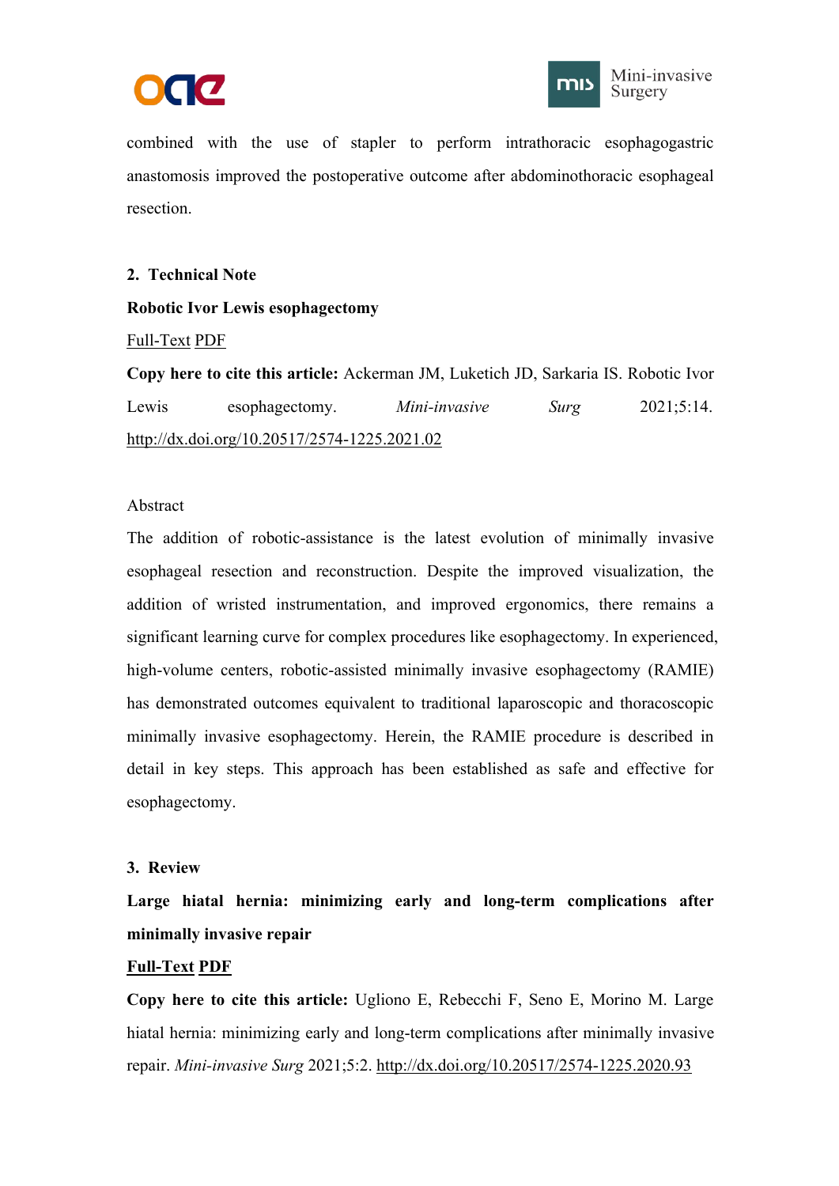combined with the use of stapler to perform intrathoracic esophagogastric anastomosis improved the postoperative outcome after abdominothoracic esophageal resection.

**2. Technical Note**

**Robotic Ivor Lewis esophagectomy**

Full-Text PDF

**Copy here to cite this article:** Ackerman JM, Luketich JD, Sarkaria IS. Robotic Ivor Lewis esophagectomy. *Mini-invasive Surg* 2021;5:14. http://dx.doi.org/10.20517/2574-1225.2021.02

Abstract

The addition of robotic-assistance is the latest evolution of minimally invasive esophageal resection and reconstruction. Despite the improved visualization, the addition of wristed instrumentation, and improved ergonomics, there remains a significant learning curve for complex procedures like esophagectomy. In experienced, high-volume centers, robotic-assisted minimally invasive esophagectomy (RAMIE) has demonstrated outcomes equivalent to traditional laparoscopic and thoracoscopic minimally invasive esophagectomy. Herein, the RAMIE procedure is described in detail in key steps. This approach has been established as safe and effective for esophagectomy.

**3. Review**

**Large hiatal hernia: minimizing early and long-term complications after minimally invasive repair**

**Full-Text PDF**

**Copy here to cite this article:** Ugliono E, Rebecchi F, Seno E, Morino M. Large hiatal hernia: minimizing early and long-term complications after minimally invasive repair. *Mini-invasive Surg* 2021;5:2. http://dx.doi.org/10.20517/2574-1225.2020.93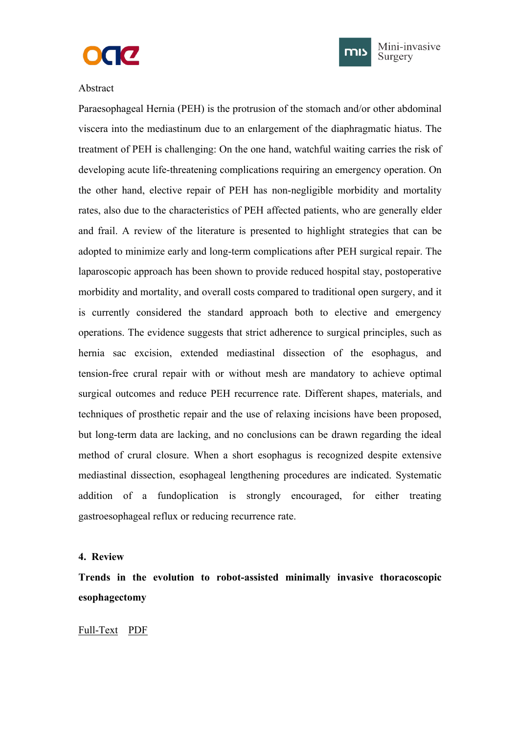Abstract

Paraesophageal Hernia (PEH) is the protrusion of the stomach and/or other abdominal viscera into the mediastinum due to an enlargement of the diaphragmatic hiatus. The treatment of PEH is challenging: On the one hand, watchful waiting carries the risk of developing acute life-threatening complications requiring an emergency operation. On the other hand, elective repair of PEH has non-negligible morbidity and mortality rates, also due to the characteristics of PEH affected patients, who are generally elder and frail. A review of the literature is presented to highlight strategies that can be adopted to minimize early and long-term complications after PEH surgical repair. The laparoscopic approach has been shown to provide reduced hospital stay, postoperative morbidity and mortality, and overall costs compared to traditional open surgery, and it is currently considered the standard approach both to elective and emergency operations. The evidence suggests that strict adherence to surgical principles, such as hernia sac excision, extended mediastinal dissection of the esophagus, and tension-free crural repair with or without mesh are mandatory to achieve optimal surgical outcomes and reduce PEH recurrence rate. Different shapes, materials, and techniques of prosthetic repair and the use of relaxing incisions have been proposed, but long-term data are lacking, and no conclusions can be drawn regarding the ideal method of crural closure. When a short esophagus is recognized despite extensive mediastinal dissection, esophageal lengthening procedures are indicated. Systematic addition of a fundoplication is strongly encouraged, for either treating gastroesophageal reflux or reducing recurrence rate.

**4. Review**

**Trends in the evolution to robot-assisted minimally invasive thoracoscopic esophagectomy**

Full-Text PDF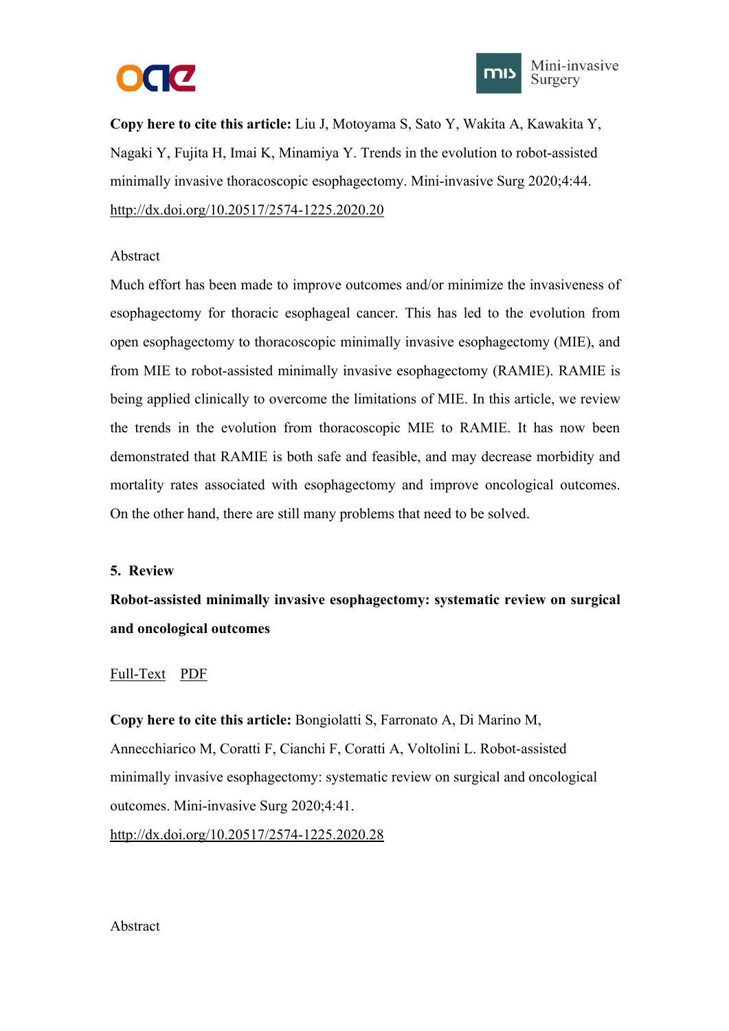**Copy here to cite this article:** Liu J, Motoyama S, Sato Y, Wakita A, Kawakita Y, Nagaki Y, Fujita H, Imai K, Minamiya Y. Trends in the evolution to robot-assisted minimally invasive thoracoscopic esophagectomy. Mini-invasive Surg 2020;4:44. http://dx.doi.org/10.20517/2574-1225.2020.20

Abstract

Much effort has been made to improve outcomes and/or minimize the invasiveness of esophagectomy for thoracic esophageal cancer. This has led to the evolution from open esophagectomy to thoracoscopic minimally invasive esophagectomy (MIE), and from MIE to robot-assisted minimally invasive esophagectomy (RAMIE). RAMIE is being applied clinically to overcome the limitations of MIE. In this article, we review the trends in the evolution from thoracoscopic MIE to RAMIE. It has now been demonstrated that RAMIE is both safe and feasible, and may decrease morbidity and mortality rates associated with esophagectomy and improve oncological outcomes. On the other hand, there are still many problems that need to be solved.

**5. Review**

**Robot-assisted minimally invasive esophagectomy: systematic review on surgical and oncological outcomes**

Full-Text PDF

**Copy here to cite this article:** Bongiolatti S, Farronato A, Di Marino M, Annecchiarico M, Coratti F, Cianchi F, Coratti A, Voltolini L. Robot-assisted minimally invasive esophagectomy: systematic review on surgical and oncological outcomes. Mini-invasive Surg 2020;4:41. http://dx.doi.org/10.20517/2574-1225.2020.28

Abstract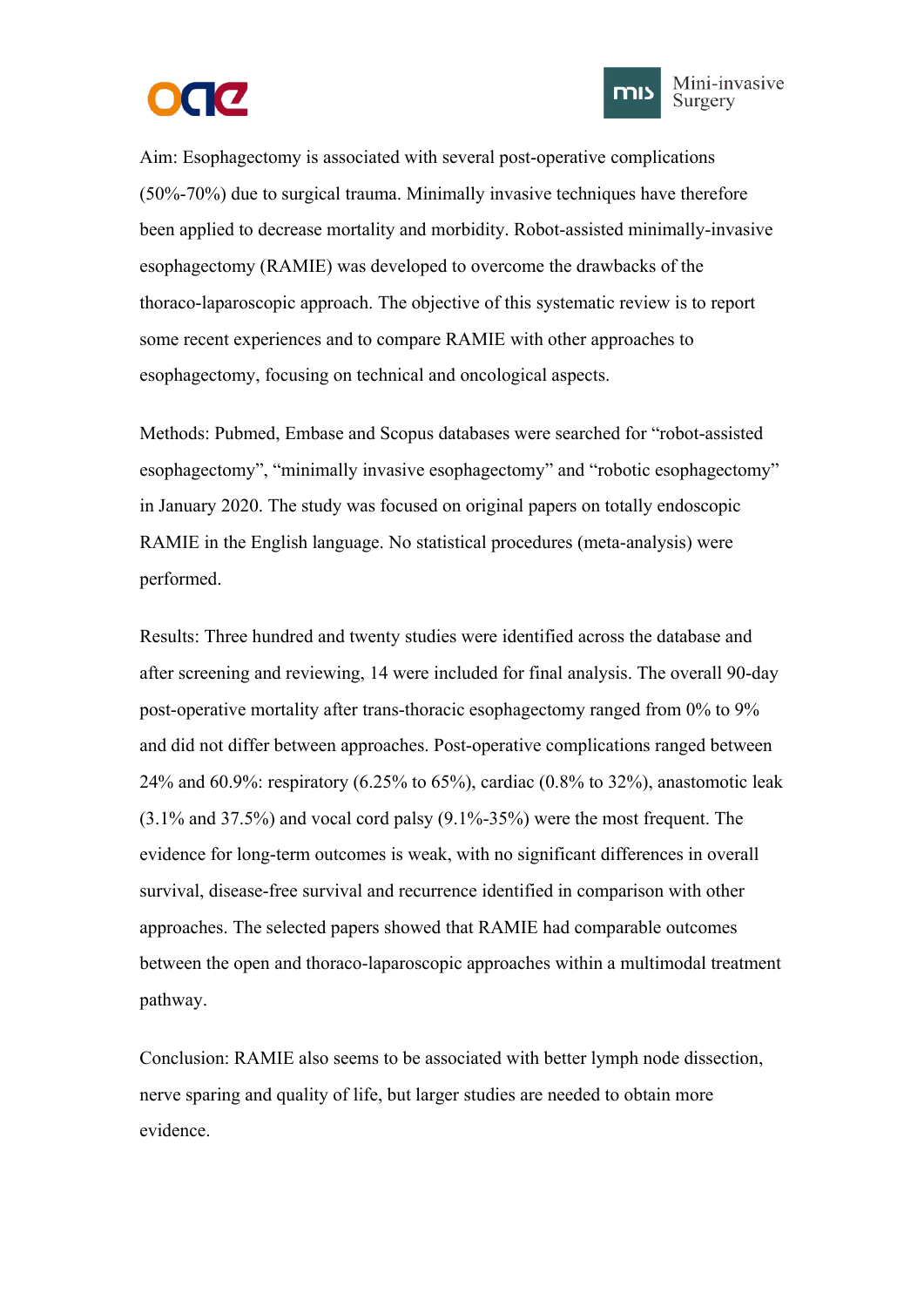Aim: Esophagectomy is associated with several post-operative complications (50%-70%) due to surgical trauma. Minimally invasive techniques have therefore been applied to decrease mortality and morbidity. Robot-assisted minimally-invasive esophagectomy (RAMIE) was developed to overcome the drawbacks of the thoraco-laparoscopic approach. The objective of this systematic review is to report some recent experiences and to compare RAMIE with other approaches to esophagectomy, focusing on technical and oncological aspects.

Methods: Pubmed, Embase and Scopus databases were searched for "robot-assisted esophagectomy", "minimally invasive esophagectomy" and "robotic esophagectomy" in January 2020. The study was focused on original papers on totally endoscopic RAMIE in the English language. No statistical procedures (meta-analysis) were performed.

Results: Three hundred and twenty studies were identified across the database and after screening and reviewing, 14 were included for final analysis. The overall 90-day post-operative mortality after trans-thoracic esophagectomy ranged from 0% to 9% and did not differ between approaches. Post-operative complications ranged between 24% and 60.9%: respiratory (6.25% to 65%), cardiac (0.8% to 32%), anastomotic leak (3.1% and 37.5%) and vocal cord palsy (9.1%-35%) were the most frequent. The evidence for long-term outcomes is weak, with no significant differences in overall survival, disease-free survival and recurrence identified in comparison with other approaches. The selected papers showed that RAMIE had comparable outcomes between the open and thoraco-laparoscopic approaches within a multimodal treatment pathway.

Conclusion: RAMIE also seems to be associated with better lymph node dissection, nerve sparing and quality of life, but larger studies are needed to obtain more evidence.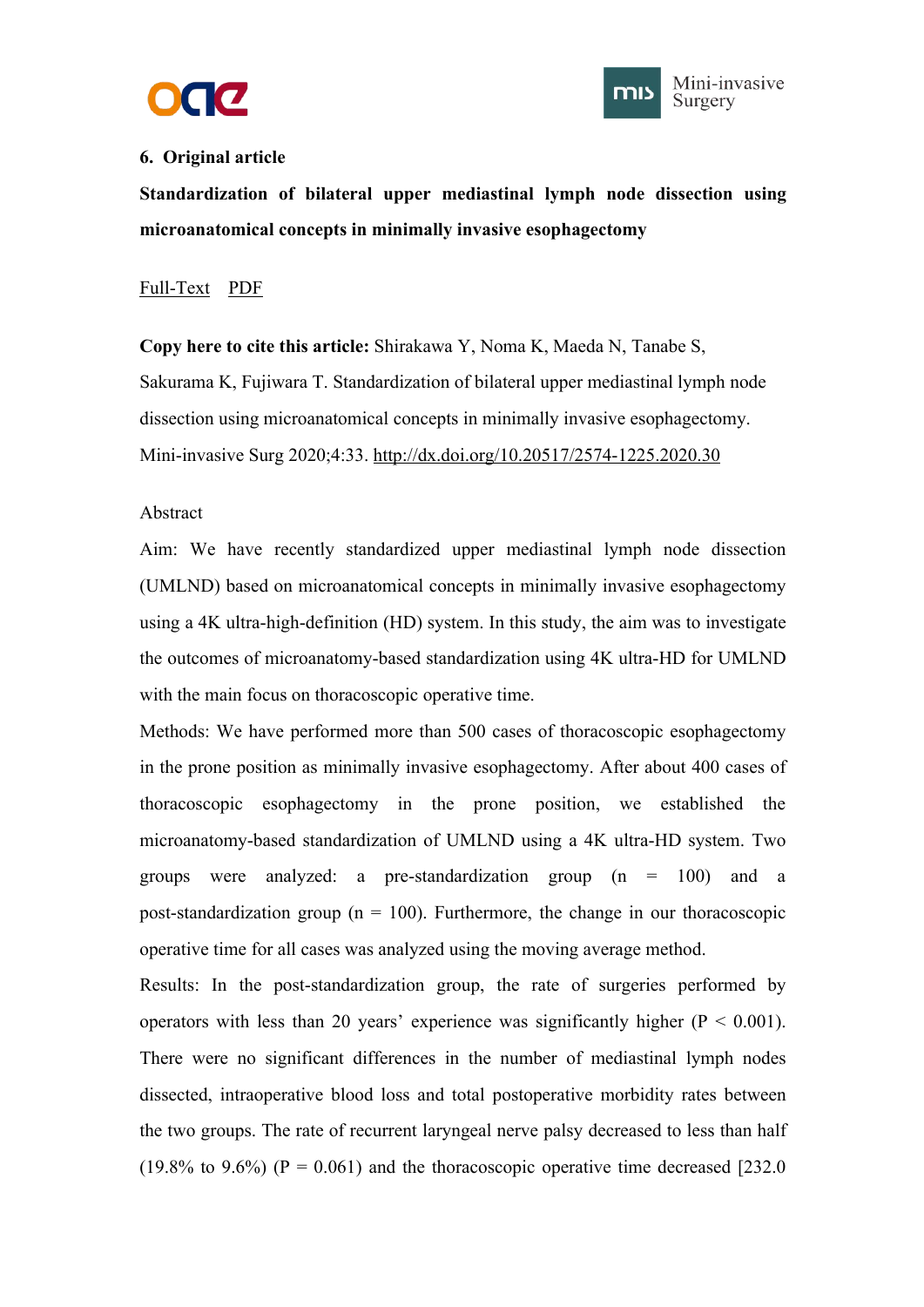**6. Original article**

**Standardization of bilateral upper mediastinal lymph node dissection using microanatomical concepts in minimally invasive esophagectomy**

Full-Text PDF

**Copy here to cite this article:** Shirakawa Y, Noma K, Maeda N, Tanabe S, Sakurama K, Fujiwara T. Standardization of bilateral upper mediastinal lymph node dissection using microanatomical concepts in minimally invasive esophagectomy. Mini-invasive Surg 2020;4:33. http://dx.doi.org/10.20517/2574-1225.2020.30

Abstract

Aim: We have recently standardized upper mediastinal lymph node dissection (UMLND) based on microanatomical concepts in minimally invasive esophagectomy using a 4K ultra-high-definition (HD) system. In this study, the aim was to investigate the outcomes of microanatomy-based standardization using 4K ultra-HD for UMLND with the main focus on thoracoscopic operative time.

Methods: We have performed more than 500 cases of thoracoscopic esophagectomy in the prone position as minimally invasive esophagectomy. After about 400 cases of thoracoscopic esophagectomy in the prone position, we established the microanatomy-based standardization of UMLND using a 4K ultra-HD system. Two groups were analyzed: a pre-standardization group ($n = 100$) and a post-standardization group ($n = 100$). Furthermore, the change in our thoracoscopic operative time for all cases was analyzed using the moving average method.

Results: In the post-standardization group, the rate of surgeries performed by operators with less than 20 years' experience was significantly higher ($P < 0.001$). There were no significant differences in the number of mediastinal lymph nodes dissected, intraoperative blood loss and total postoperative morbidity rates between the two groups. The rate of recurrent laryngeal nerve palsy decreased to less than half (19.8% to 9.6%) ($P = 0.061$) and the thoracoscopic operative time decreased [232.0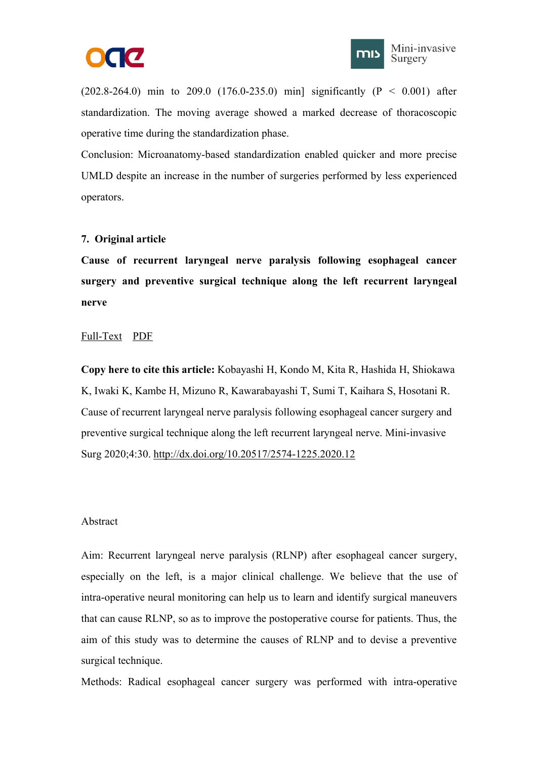(202.8-264.0) min to 209.0 (176.0-235.0) min] significantly ($P < 0.001$) after standardization. The moving average showed a marked decrease of thoracoscopic operative time during the standardization phase.

Conclusion: Microanatomy-based standardization enabled quicker and more precise UMLD despite an increase in the number of surgeries performed by less experienced operators.

**7. Original article**

**Cause of recurrent laryngeal nerve paralysis following esophageal cancer surgery and preventive surgical technique along the left recurrent laryngeal nerve**

Full-Text PDF

**Copy here to cite this article:** Kobayashi H, Kondo M, Kita R, Hashida H, Shiokawa K, Iwaki K, Kambe H, Mizuno R, Kawarabayashi T, Sumi T, Kaihara S, Hosotani R. Cause of recurrent laryngeal nerve paralysis following esophageal cancer surgery and preventive surgical technique along the left recurrent laryngeal nerve. Mini-invasive Surg 2020;4:30. http://dx.doi.org/10.20517/2574-1225.2020.12

Abstract

Aim: Recurrent laryngeal nerve paralysis (RLNP) after esophageal cancer surgery, especially on the left, is a major clinical challenge. We believe that the use of intra-operative neural monitoring can help us to learn and identify surgical maneuvers that can cause RLNP, so as to improve the postoperative course for patients. Thus, the aim of this study was to determine the causes of RLNP and to devise a preventive surgical technique.

Methods: Radical esophageal cancer surgery was performed with intra-operative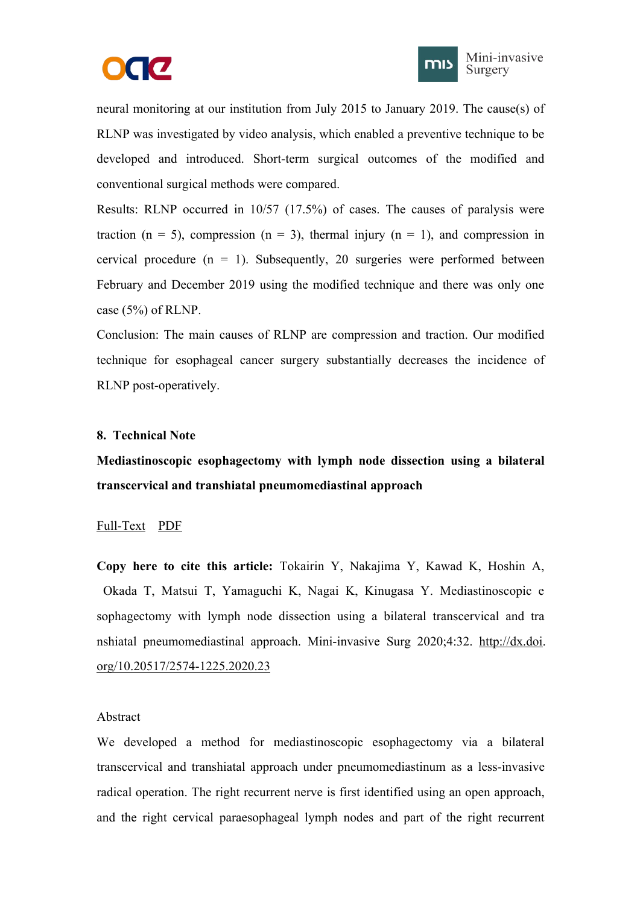neural monitoring at our institution from July 2015 to January 2019. The cause(s) of RLNP was investigated by video analysis, which enabled a preventive technique to be developed and introduced. Short-term surgical outcomes of the modified and conventional surgical methods were compared.

Results: RLNP occurred in 10/57 (17.5%) of cases. The causes of paralysis were traction (n = 5), compression (n = 3), thermal injury (n = 1), and compression in cervical procedure (n = 1). Subsequently, 20 surgeries were performed between February and December 2019 using the modified technique and there was only one case (5%) of RLNP.

Conclusion: The main causes of RLNP are compression and traction. Our modified technique for esophageal cancer surgery substantially decreases the incidence of RLNP post-operatively.

## 8. Technical Note

**Mediastinoscopic esophagectomy with lymph node dissection using a bilateral transcervical and transhiatal pneumomediastinal approach**

Full-Text PDF

**Copy here to cite this article:** Tokairin Y, Nakajima Y, Kawad K, Hoshin A, Okada T, Matsui T, Yamaguchi K, Nagai K, Kinugasa Y. Mediastinoscopic esophagectomy with lymph node dissection using a bilateral transcervical and transhiatal pneumomediastinal approach. Mini-invasive Surg 2020;4:32. http://dx.doi.org/10.20517/2574-1225.2020.23

Abstract

We developed a method for mediastinoscopic esophagectomy via a bilateral transcervical and transhiatal approach under pneumomediastinum as a less-invasive radical operation. The right recurrent nerve is first identified using an open approach, and the right cervical paraesophageal lymph nodes and part of the right recurrent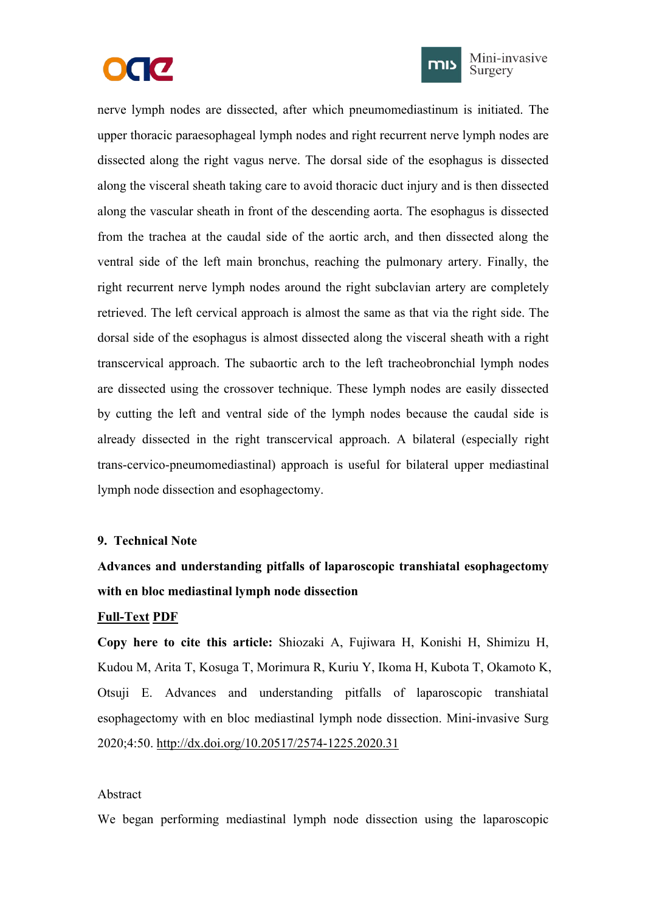nerve lymph nodes are dissected, after which pneumomediastinum is initiated. The upper thoracic paraesophageal lymph nodes and right recurrent nerve lymph nodes are dissected along the right vagus nerve. The dorsal side of the esophagus is dissected along the visceral sheath taking care to avoid thoracic duct injury and is then dissected along the vascular sheath in front of the descending aorta. The esophagus is dissected from the trachea at the caudal side of the aortic arch, and then dissected along the ventral side of the left main bronchus, reaching the pulmonary artery. Finally, the right recurrent nerve lymph nodes around the right subclavian artery are completely retrieved. The left cervical approach is almost the same as that via the right side. The dorsal side of the esophagus is almost dissected along the visceral sheath with a right transcervical approach. The subaortic arch to the left tracheobronchial lymph nodes are dissected using the crossover technique. These lymph nodes are easily dissected by cutting the left and ventral side of the lymph nodes because the caudal side is already dissected in the right transcervical approach. A bilateral (especially right trans-cervico-pneumomediastinal) approach is useful for bilateral upper mediastinal lymph node dissection and esophagectomy.

**9. Technical Note**

**Advances and understanding pitfalls of laparoscopic transhiatal esophagectomy with en bloc mediastinal lymph node dissection**

**Full-Text PDF**

**Copy here to cite this article:** Shiozaki A, Fujiwara H, Konishi H, Shimizu H, Kudou M, Arita T, Kosuga T, Morimura R, Kuriu Y, Ikoma H, Kubota T, Okamoto K, Otsuji E. Advances and understanding pitfalls of laparoscopic transhiatal esophagectomy with en bloc mediastinal lymph node dissection. Mini-invasive Surg 2020;4:50. http://dx.doi.org/10.20517/2574-1225.2020.31

Abstract

We began performing mediastinal lymph node dissection using the laparoscopic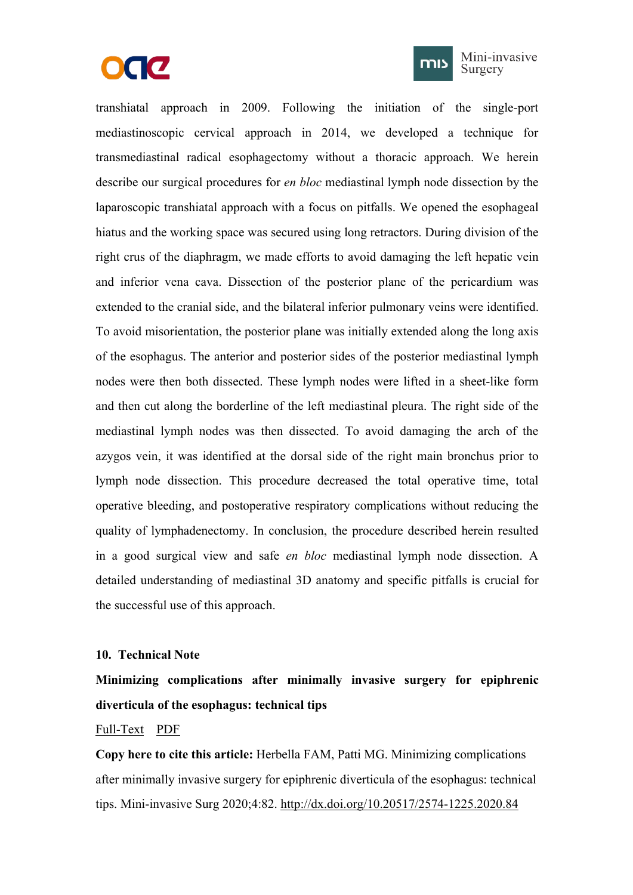transhiatal approach in 2009. Following the initiation of the single-port mediastinoscopic cervical approach in 2014, we developed a technique for transmediastinal radical esophagectomy without a thoracic approach. We herein describe our surgical procedures for *en bloc* mediastinal lymph node dissection by the laparoscopic transhiatal approach with a focus on pitfalls. We opened the esophageal hiatus and the working space was secured using long retractors. During division of the right crus of the diaphragm, we made efforts to avoid damaging the left hepatic vein and inferior vena cava. Dissection of the posterior plane of the pericardium was extended to the cranial side, and the bilateral inferior pulmonary veins were identified. To avoid misorientation, the posterior plane was initially extended along the long axis of the esophagus. The anterior and posterior sides of the posterior mediastinal lymph nodes were then both dissected. These lymph nodes were lifted in a sheet-like form and then cut along the borderline of the left mediastinal pleura. The right side of the mediastinal lymph nodes was then dissected. To avoid damaging the arch of the azygos vein, it was identified at the dorsal side of the right main bronchus prior to lymph node dissection. This procedure decreased the total operative time, total operative bleeding, and postoperative respiratory complications without reducing the quality of lymphadenectomy. In conclusion, the procedure described herein resulted in a good surgical view and safe *en bloc* mediastinal lymph node dissection. A detailed understanding of mediastinal 3D anatomy and specific pitfalls is crucial for the successful use of this approach.

**10. Technical Note**

**Minimizing complications after minimally invasive surgery for epiphrenic diverticula of the esophagus: technical tips**

Full-Text PDF

**Copy here to cite this article:** Herbella FAM, Patti MG. Minimizing complications after minimally invasive surgery for epiphrenic diverticula of the esophagus: technical tips. Mini-invasive Surg 2020;4:82. http://dx.doi.org/10.20517/2574-1225.2020.84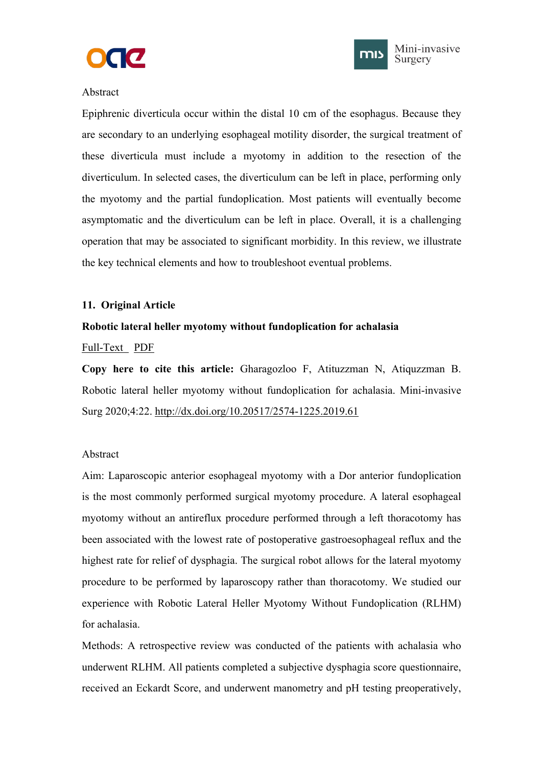Abstract

Epiphrenic diverticula occur within the distal 10 cm of the esophagus. Because they are secondary to an underlying esophageal motility disorder, the surgical treatment of these diverticula must include a myotomy in addition to the resection of the diverticulum. In selected cases, the diverticulum can be left in place, performing only the myotomy and the partial fundoplication. Most patients will eventually become asymptomatic and the diverticulum can be left in place. Overall, it is a challenging operation that may be associated to significant morbidity. In this review, we illustrate the key technical elements and how to troubleshoot eventual problems.

**11. Original Article**

**Robotic lateral heller myotomy without fundoplication for achalasia**

Full-Text PDF

**Copy here to cite this article:** Gharagozloo F, Atituzzman N, Atiquzzman B. Robotic lateral heller myotomy without fundoplication for achalasia. Mini-invasive Surg 2020;4:22. http://dx.doi.org/10.20517/2574-1225.2019.61

Abstract

Aim: Laparoscopic anterior esophageal myotomy with a Dor anterior fundoplication is the most commonly performed surgical myotomy procedure. A lateral esophageal myotomy without an antireflux procedure performed through a left thoracotomy has been associated with the lowest rate of postoperative gastroesophageal reflux and the highest rate for relief of dysphagia. The surgical robot allows for the lateral myotomy procedure to be performed by laparoscopy rather than thoracotomy. We studied our experience with Robotic Lateral Heller Myotomy Without Fundoplication (RLHM) for achalasia.

Methods: A retrospective review was conducted of the patients with achalasia who underwent RLHM. All patients completed a subjective dysphagia score questionnaire, received an Eckardt Score, and underwent manometry and pH testing preoperatively,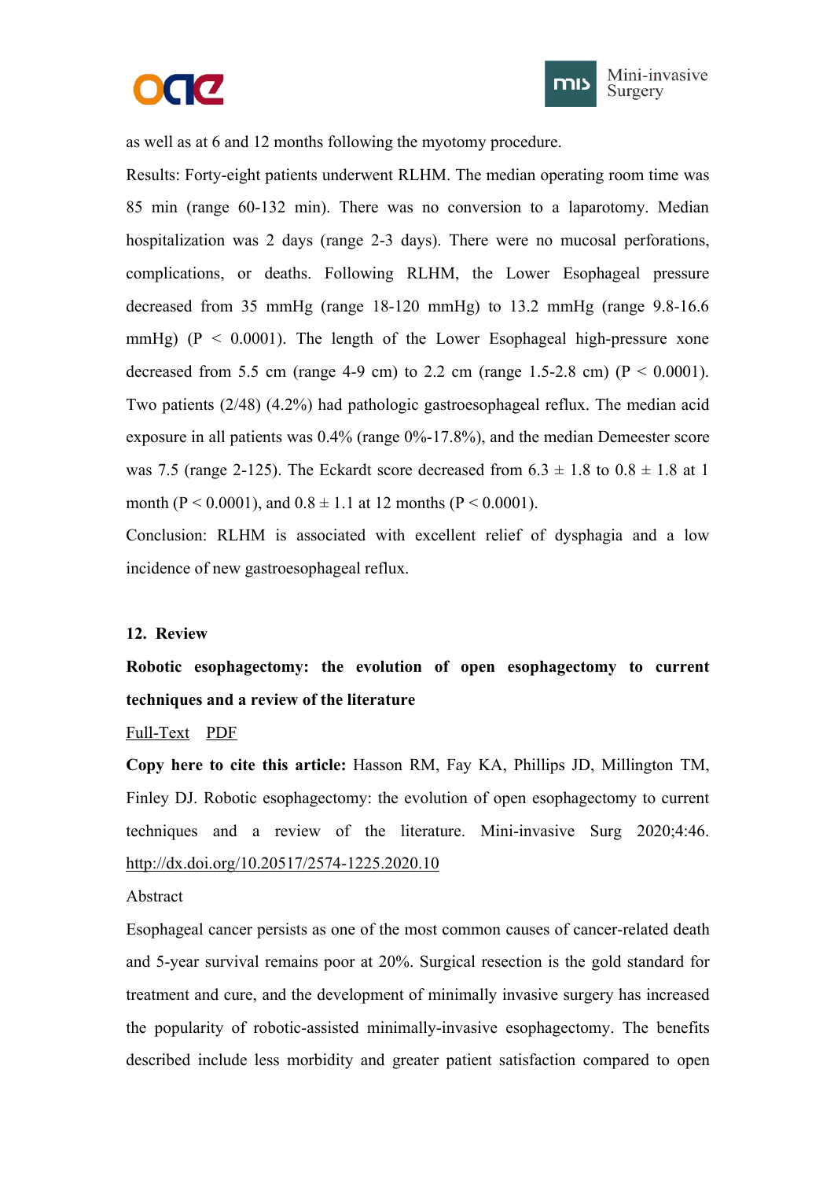as well as at 6 and 12 months following the myotomy procedure.

Results: Forty-eight patients underwent RLHM. The median operating room time was 85 min (range 60-132 min). There was no conversion to a laparotomy. Median hospitalization was 2 days (range 2-3 days). There were no mucosal perforations, complications, or deaths. Following RLHM, the Lower Esophageal pressure decreased from 35 mmHg (range 18-120 mmHg) to 13.2 mmHg (range 9.8-16.6 mmHg) ($P < 0.0001$). The length of the Lower Esophageal high-pressure xone decreased from 5.5 cm (range 4-9 cm) to 2.2 cm (range 1.5-2.8 cm) ($P < 0.0001$). Two patients (2/48) (4.2%) had pathologic gastroesophageal reflux. The median acid exposure in all patients was 0.4% (range 0%-17.8%), and the median Demeester score was 7.5 (range 2-125). The Eckardt score decreased from $6.3 \pm 1.8$ to $0.8 \pm 1.8$ at 1 month ($P < 0.0001$), and $0.8 \pm 1.1$ at 12 months ($P < 0.0001$).

Conclusion: RLHM is associated with excellent relief of dysphagia and a low incidence of new gastroesophageal reflux.

## 12. Review

**Robotic esophagectomy: the evolution of open esophagectomy to current techniques and a review of the literature**

Full-Text PDF

**Copy here to cite this article:** Hasson RM, Fay KA, Phillips JD, Millington TM, Finley DJ. Robotic esophagectomy: the evolution of open esophagectomy to current techniques and a review of the literature. Mini-invasive Surg 2020;4:46. http://dx.doi.org/10.20517/2574-1225.2020.10

Abstract

Esophageal cancer persists as one of the most common causes of cancer-related death and 5-year survival remains poor at 20%. Surgical resection is the gold standard for treatment and cure, and the development of minimally invasive surgery has increased the popularity of robotic-assisted minimally-invasive esophagectomy. The benefits described include less morbidity and greater patient satisfaction compared to open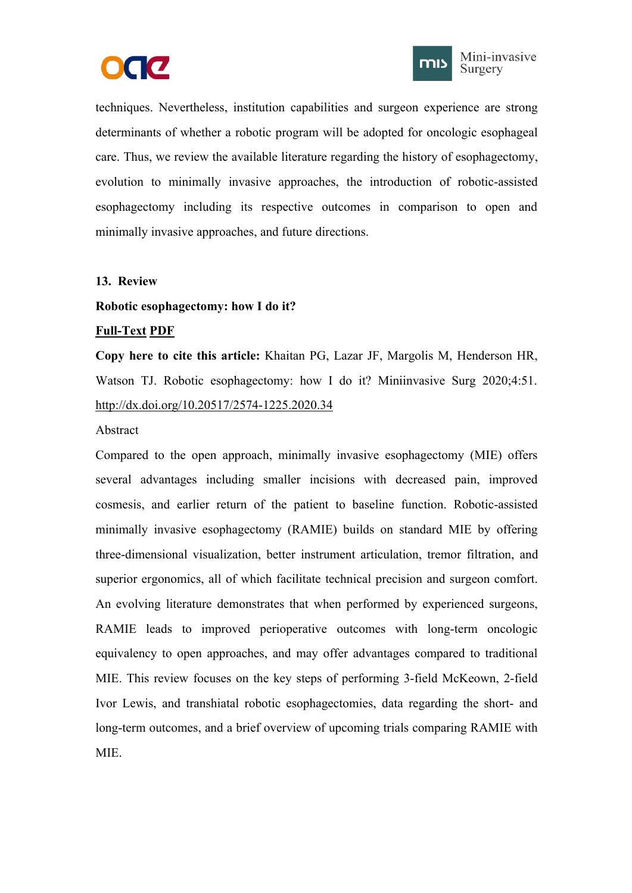techniques. Nevertheless, institution capabilities and surgeon experience are strong determinants of whether a robotic program will be adopted for oncologic esophageal care. Thus, we review the available literature regarding the history of esophagectomy, evolution to minimally invasive approaches, the introduction of robotic-assisted esophagectomy including its respective outcomes in comparison to open and minimally invasive approaches, and future directions.

**13. Review**

**Robotic esophagectomy: how I do it?**

**Full-Text PDF**

**Copy here to cite this article:** Khaitan PG, Lazar JF, Margolis M, Henderson HR, Watson TJ. Robotic esophagectomy: how I do it? Miniinvasive Surg 2020;4:51. http://dx.doi.org/10.20517/2574-1225.2020.34

Abstract

Compared to the open approach, minimally invasive esophagectomy (MIE) offers several advantages including smaller incisions with decreased pain, improved cosmesis, and earlier return of the patient to baseline function. Robotic-assisted minimally invasive esophagectomy (RAMIE) builds on standard MIE by offering three-dimensional visualization, better instrument articulation, tremor filtration, and superior ergonomics, all of which facilitate technical precision and surgeon comfort. An evolving literature demonstrates that when performed by experienced surgeons, RAMIE leads to improved perioperative outcomes with long-term oncologic equivalency to open approaches, and may offer advantages compared to traditional MIE. This review focuses on the key steps of performing 3-field McKeown, 2-field Ivor Lewis, and transhiatal robotic esophagectomies, data regarding the short- and long-term outcomes, and a brief overview of upcoming trials comparing RAMIE with MIE.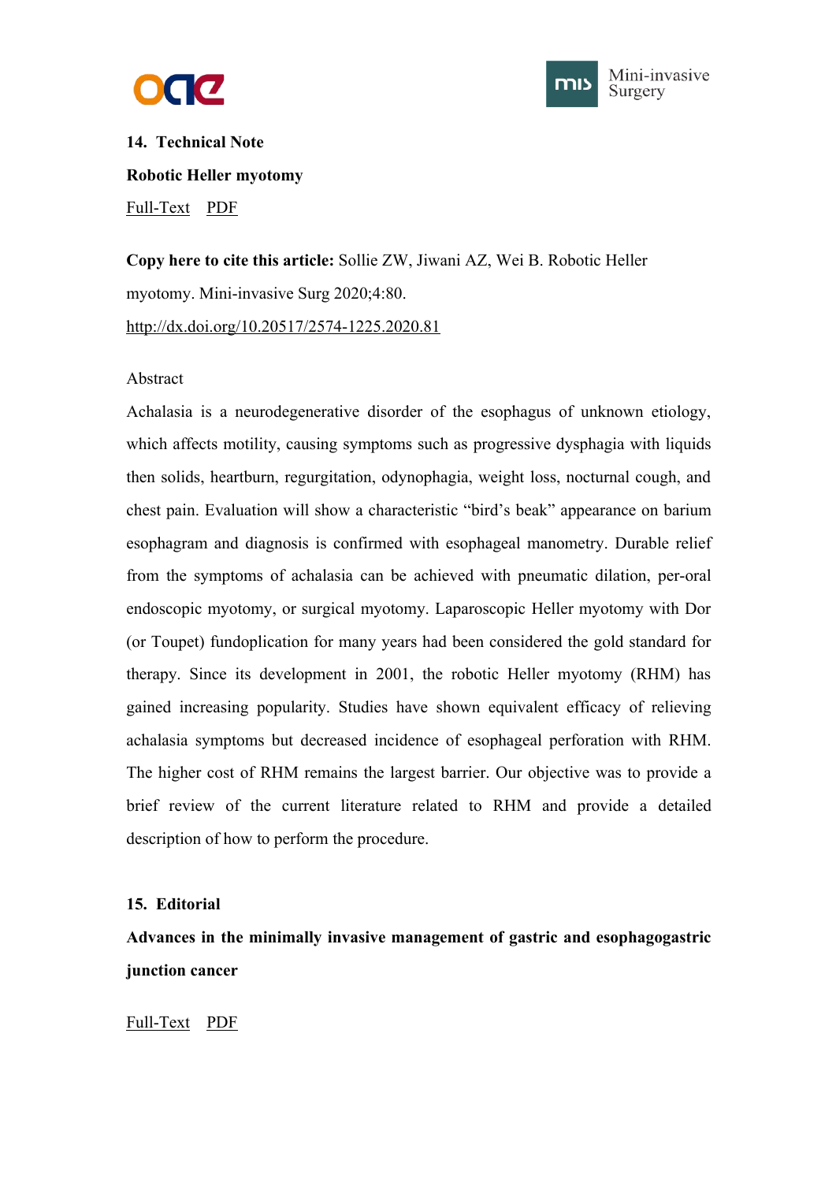**14. Technical Note**

**Robotic Heller myotomy**

Full-Text PDF

**Copy here to cite this article:** Sollie ZW, Jiwani AZ, Wei B. Robotic Heller myotomy. Mini-invasive Surg 2020;4:80.

http://dx.doi.org/10.20517/2574-1225.2020.81

Abstract

Achalasia is a neurodegenerative disorder of the esophagus of unknown etiology, which affects motility, causing symptoms such as progressive dysphagia with liquids then solids, heartburn, regurgitation, odynophagia, weight loss, nocturnal cough, and chest pain. Evaluation will show a characteristic "bird's beak" appearance on barium esophagram and diagnosis is confirmed with esophageal manometry. Durable relief from the symptoms of achalasia can be achieved with pneumatic dilation, per-oral endoscopic myotomy, or surgical myotomy. Laparoscopic Heller myotomy with Dor (or Toupet) fundoplication for many years had been considered the gold standard for therapy. Since its development in 2001, the robotic Heller myotomy (RHM) has gained increasing popularity. Studies have shown equivalent efficacy of relieving achalasia symptoms but decreased incidence of esophageal perforation with RHM. The higher cost of RHM remains the largest barrier. Our objective was to provide a brief review of the current literature related to RHM and provide a detailed description of how to perform the procedure.

**15. Editorial**

**Advances in the minimally invasive management of gastric and esophagogastric junction cancer**

Full-Text PDF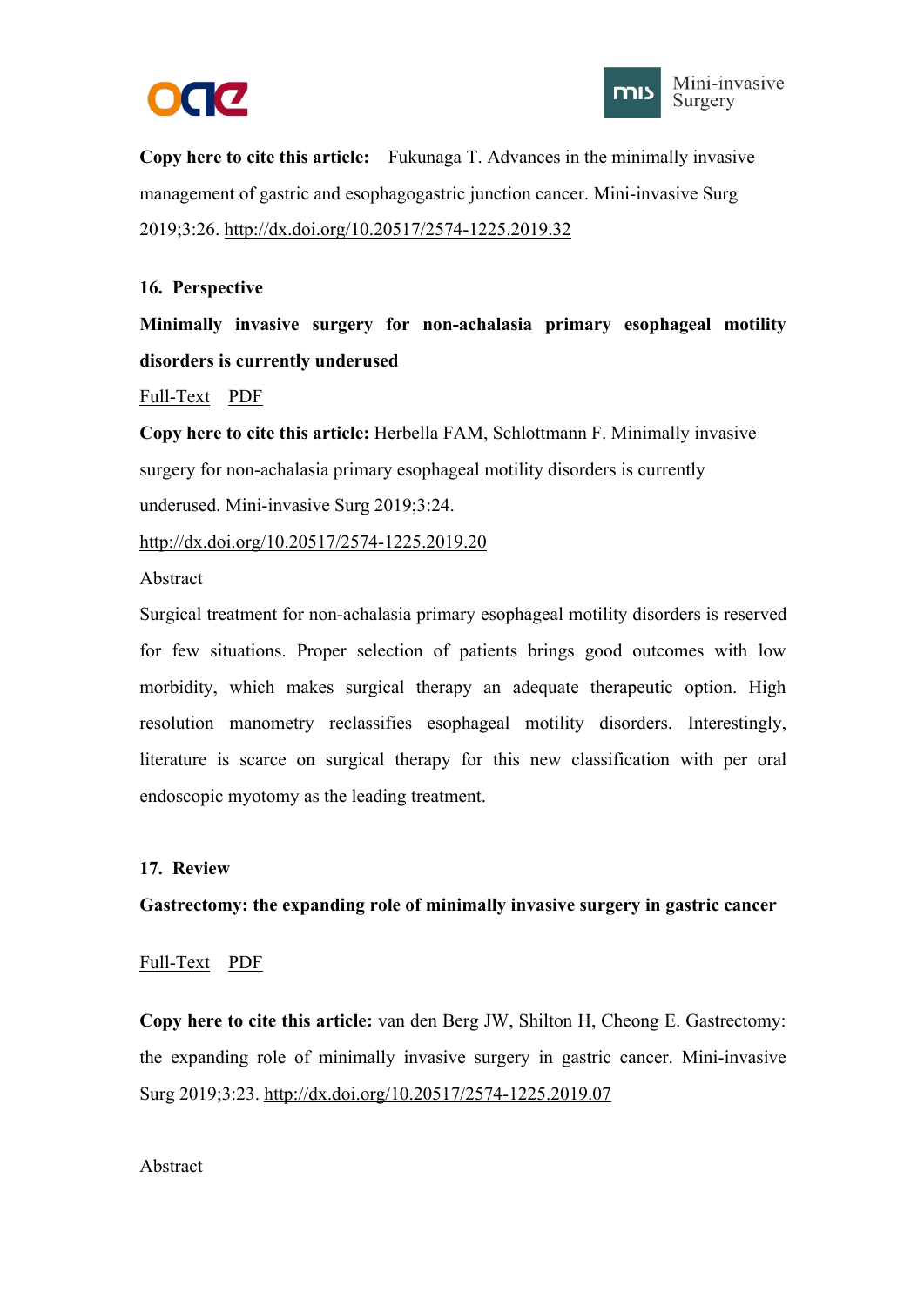**Copy here to cite this article:** Fukunaga T. Advances in the minimally invasive management of gastric and esophagogastric junction cancer. Mini-invasive Surg 2019;3:26. http://dx.doi.org/10.20517/2574-1225.2019.32

**16. Perspective**

**Minimally invasive surgery for non-achalasia primary esophageal motility disorders is currently underused**

Full-Text PDF

**Copy here to cite this article:** Herbella FAM, Schlottmann F. Minimally invasive surgery for non-achalasia primary esophageal motility disorders is currently underused. Mini-invasive Surg 2019;3:24.

http://dx.doi.org/10.20517/2574-1225.2019.20

Abstract

Surgical treatment for non-achalasia primary esophageal motility disorders is reserved for few situations. Proper selection of patients brings good outcomes with low morbidity, which makes surgical therapy an adequate therapeutic option. High resolution manometry reclassifies esophageal motility disorders. Interestingly, literature is scarce on surgical therapy for this new classification with per oral endoscopic myotomy as the leading treatment.

**17. Review**

**Gastrectomy: the expanding role of minimally invasive surgery in gastric cancer**

Full-Text PDF

**Copy here to cite this article:** van den Berg JW, Shilton H, Cheong E. Gastrectomy: the expanding role of minimally invasive surgery in gastric cancer. Mini-invasive Surg 2019;3:23. http://dx.doi.org/10.20517/2574-1225.2019.07

Abstract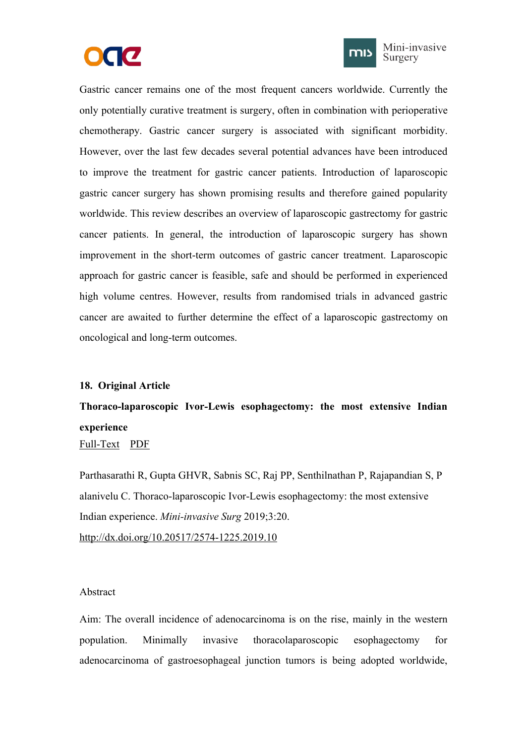Gastric cancer remains one of the most frequent cancers worldwide. Currently the only potentially curative treatment is surgery, often in combination with perioperative chemotherapy. Gastric cancer surgery is associated with significant morbidity. However, over the last few decades several potential advances have been introduced to improve the treatment for gastric cancer patients. Introduction of laparoscopic gastric cancer surgery has shown promising results and therefore gained popularity worldwide. This review describes an overview of laparoscopic gastrectomy for gastric cancer patients. In general, the introduction of laparoscopic surgery has shown improvement in the short-term outcomes of gastric cancer treatment. Laparoscopic approach for gastric cancer is feasible, safe and should be performed in experienced high volume centres. However, results from randomised trials in advanced gastric cancer are awaited to further determine the effect of a laparoscopic gastrectomy on oncological and long-term outcomes.

**18. Original Article**

**Thoraco-laparoscopic Ivor-Lewis esophagectomy: the most extensive Indian experience**

Full-Text PDF

Parthasarathi R, Gupta GHVR, Sabnis SC, Raj PP, Senthilnathan P, Rajapandian S, Palanivelu C. Thoraco-laparoscopic Ivor-Lewis esophagectomy: the most extensive Indian experience. *Mini-invasive Surg* 2019;3:20.

http://dx.doi.org/10.20517/2574-1225.2019.10

Abstract

Aim: The overall incidence of adenocarcinoma is on the rise, mainly in the western population. Minimally invasive thoracolaparoscopic esophagectomy for adenocarcinoma of gastroesophageal junction tumors is being adopted worldwide,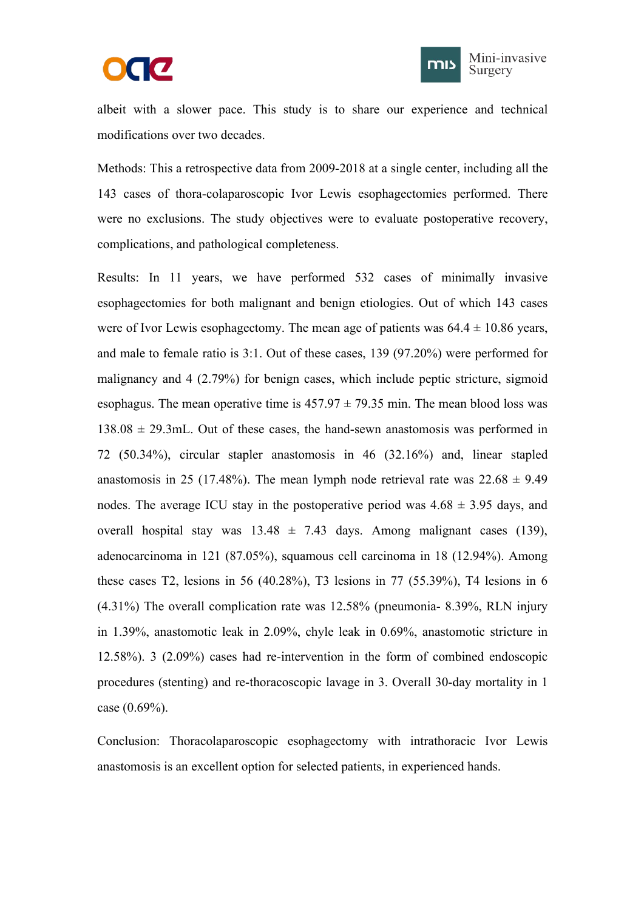albeit with a slower pace. This study is to share our experience and technical modifications over two decades.

Methods: This a retrospective data from 2009-2018 at a single center, including all the 143 cases of thora-colaparoscopic Ivor Lewis esophagectomies performed. There were no exclusions. The study objectives were to evaluate postoperative recovery, complications, and pathological completeness.

Results: In 11 years, we have performed 532 cases of minimally invasive esophagectomies for both malignant and benign etiologies. Out of which 143 cases were of Ivor Lewis esophagectomy. The mean age of patients was 64.4 ± 10.86 years, and male to female ratio is 3:1. Out of these cases, 139 (97.20%) were performed for malignancy and 4 (2.79%) for benign cases, which include peptic stricture, sigmoid esophagus. The mean operative time is 457.97 ± 79.35 min. The mean blood loss was 138.08 ± 29.3mL. Out of these cases, the hand-sewn anastomosis was performed in 72 (50.34%), circular stapler anastomosis in 46 (32.16%) and, linear stapled anastomosis in 25 (17.48%). The mean lymph node retrieval rate was 22.68 ± 9.49 nodes. The average ICU stay in the postoperative period was 4.68 ± 3.95 days, and overall hospital stay was 13.48 ± 7.43 days. Among malignant cases (139), adenocarcinoma in 121 (87.05%), squamous cell carcinoma in 18 (12.94%). Among these cases T2, lesions in 56 (40.28%), T3 lesions in 77 (55.39%), T4 lesions in 6 (4.31%) The overall complication rate was 12.58% (pneumonia- 8.39%, RLN injury in 1.39%, anastomotic leak in 2.09%, chyle leak in 0.69%, anastomotic stricture in 12.58%). 3 (2.09%) cases had re-intervention in the form of combined endoscopic procedures (stenting) and re-thoracoscopic lavage in 3. Overall 30-day mortality in 1 case (0.69%).

Conclusion: Thoracolaparoscopic esophagectomy with intrathoracic Ivor Lewis anastomosis is an excellent option for selected patients, in experienced hands.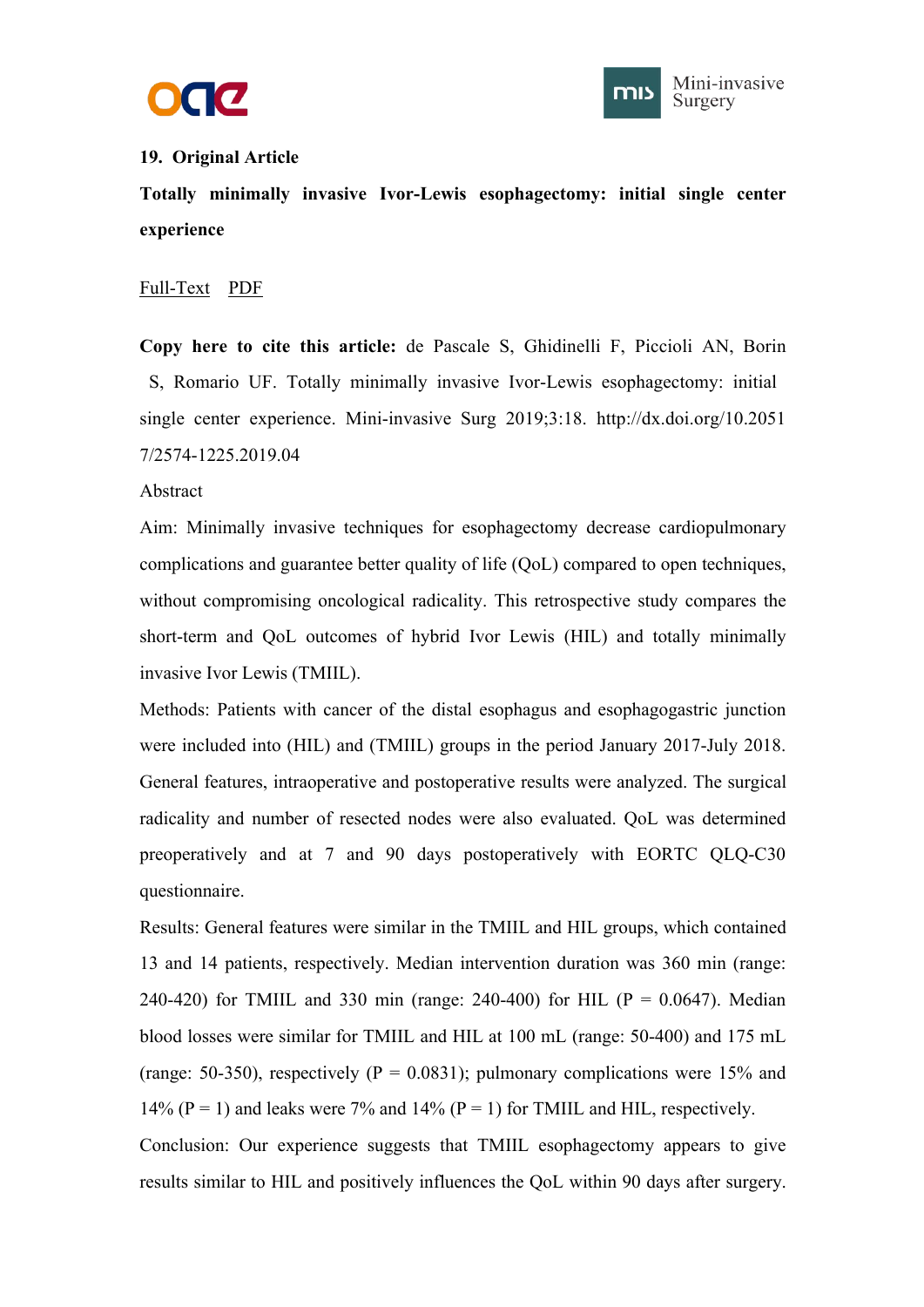**19. Original Article**

**Totally minimally invasive Ivor-Lewis esophagectomy: initial single center experience**

Full-Text PDF

**Copy here to cite this article:** de Pascale S, Ghidinelli F, Piccioli AN, Borin S, Romario UF. Totally minimally invasive Ivor-Lewis esophagectomy: initial single center experience. Mini-invasive Surg 2019;3:18. http://dx.doi.org/10.20517/2574-1225.2019.04

Abstract

Aim: Minimally invasive techniques for esophagectomy decrease cardiopulmonary complications and guarantee better quality of life (QoL) compared to open techniques, without compromising oncological radicality. This retrospective study compares the short-term and QoL outcomes of hybrid Ivor Lewis (HIL) and totally minimally invasive Ivor Lewis (TMIIL).

Methods: Patients with cancer of the distal esophagus and esophagogastric junction were included into (HIL) and (TMIIL) groups in the period January 2017-July 2018. General features, intraoperative and postoperative results were analyzed. The surgical radicality and number of resected nodes were also evaluated. QoL was determined preoperatively and at 7 and 90 days postoperatively with EORTC QLQ-C30 questionnaire.

Results: General features were similar in the TMIIL and HIL groups, which contained 13 and 14 patients, respectively. Median intervention duration was 360 min (range: 240-420) for TMIIL and 330 min (range: 240-400) for HIL ($P = 0.0647$). Median blood losses were similar for TMIIL and HIL at 100 mL (range: 50-400) and 175 mL (range: 50-350), respectively ($P = 0.0831$); pulmonary complications were 15% and 14% ($P = 1$) and leaks were 7% and 14% ($P = 1$) for TMIIL and HIL, respectively.

Conclusion: Our experience suggests that TMIIL esophagectomy appears to give results similar to HIL and positively influences the QoL within 90 days after surgery.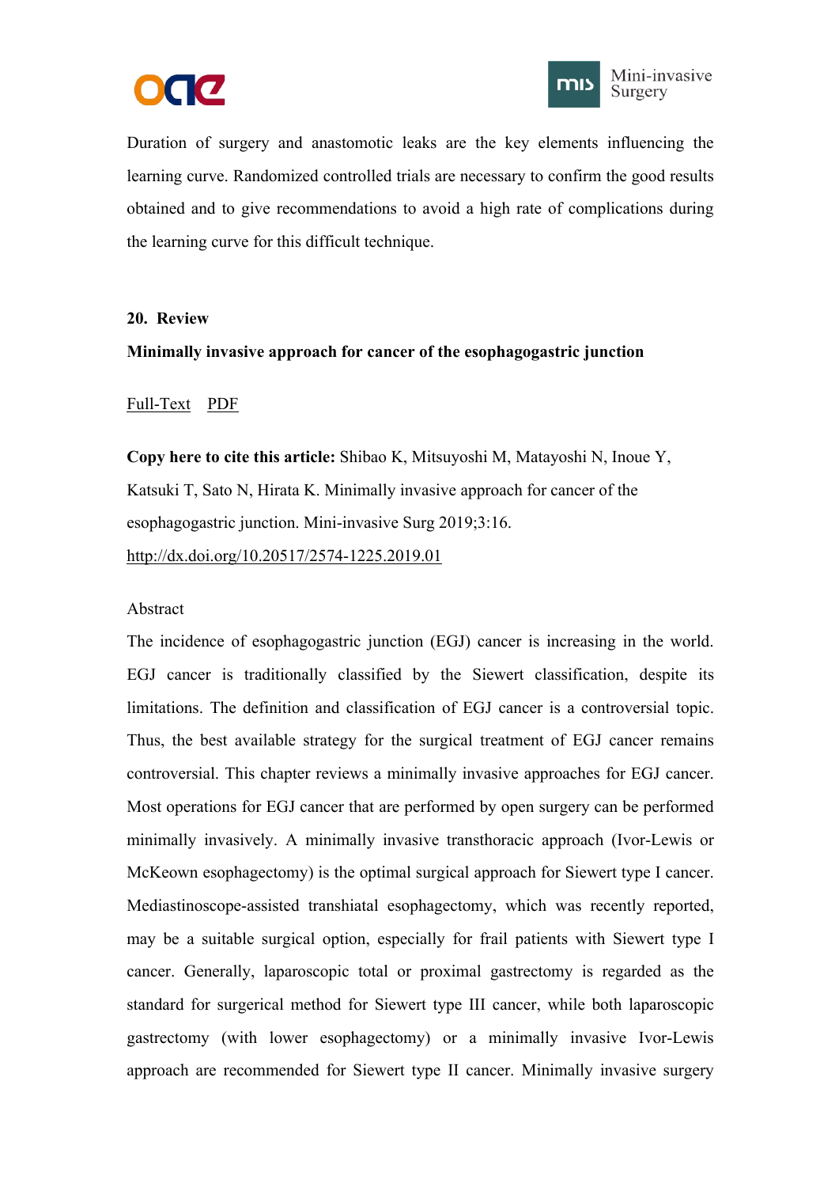Duration of surgery and anastomotic leaks are the key elements influencing the learning curve. Randomized controlled trials are necessary to confirm the good results obtained and to give recommendations to avoid a high rate of complications during the learning curve for this difficult technique.

**20. Review**

**Minimally invasive approach for cancer of the esophagogastric junction**

Full-Text PDF

**Copy here to cite this article:** Shibao K, Mitsuyoshi M, Matayoshi N, Inoue Y, Katsuki T, Sato N, Hirata K. Minimally invasive approach for cancer of the esophagogastric junction. Mini-invasive Surg 2019;3:16.
http://dx.doi.org/10.20517/2574-1225.2019.01

Abstract

The incidence of esophagogastric junction (EGJ) cancer is increasing in the world. EGJ cancer is traditionally classified by the Siewert classification, despite its limitations. The definition and classification of EGJ cancer is a controversial topic. Thus, the best available strategy for the surgical treatment of EGJ cancer remains controversial. This chapter reviews a minimally invasive approaches for EGJ cancer. Most operations for EGJ cancer that are performed by open surgery can be performed minimally invasively. A minimally invasive transthoracic approach (Ivor-Lewis or McKeown esophagectomy) is the optimal surgical approach for Siewert type I cancer. Mediastinoscope-assisted transhiatal esophagectomy, which was recently reported, may be a suitable surgical option, especially for frail patients with Siewert type I cancer. Generally, laparoscopic total or proximal gastrectomy is regarded as the standard for surgerical method for Siewert type III cancer, while both laparoscopic gastrectomy (with lower esophagectomy) or a minimally invasive Ivor-Lewis approach are recommended for Siewert type II cancer. Minimally invasive surgery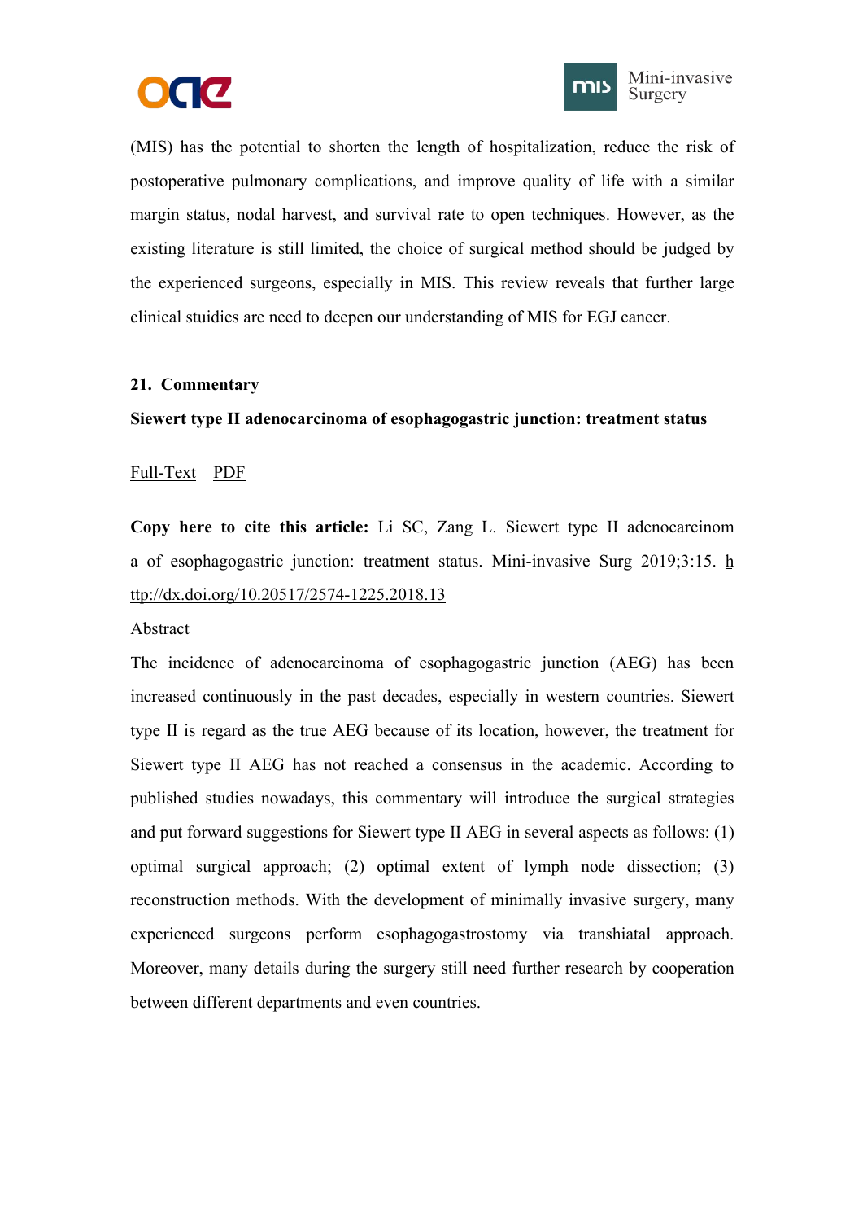(MIS) has the potential to shorten the length of hospitalization, reduce the risk of postoperative pulmonary complications, and improve quality of life with a similar margin status, nodal harvest, and survival rate to open techniques. However, as the existing literature is still limited, the choice of surgical method should be judged by the experienced surgeons, especially in MIS. This review reveals that further large clinical stuidies are need to deepen our understanding of MIS for EGJ cancer.

**21. Commentary**

**Siewert type II adenocarcinoma of esophagogastric junction: treatment status**

Full-Text PDF

**Copy here to cite this article:** Li SC, Zang L. Siewert type II adenocarcinoma of esophagogastric junction: treatment status. Mini-invasive Surg 2019;3:15. http://dx.doi.org/10.20517/2574-1225.2018.13

Abstract

The incidence of adenocarcinoma of esophagogastric junction (AEG) has been increased continuously in the past decades, especially in western countries. Siewert type II is regard as the true AEG because of its location, however, the treatment for Siewert type II AEG has not reached a consensus in the academic. According to published studies nowadays, this commentary will introduce the surgical strategies and put forward suggestions for Siewert type II AEG in several aspects as follows: (1) optimal surgical approach; (2) optimal extent of lymph node dissection; (3) reconstruction methods. With the development of minimally invasive surgery, many experienced surgeons perform esophagogastrostomy via transhiatal approach. Moreover, many details during the surgery still need further research by cooperation between different departments and even countries.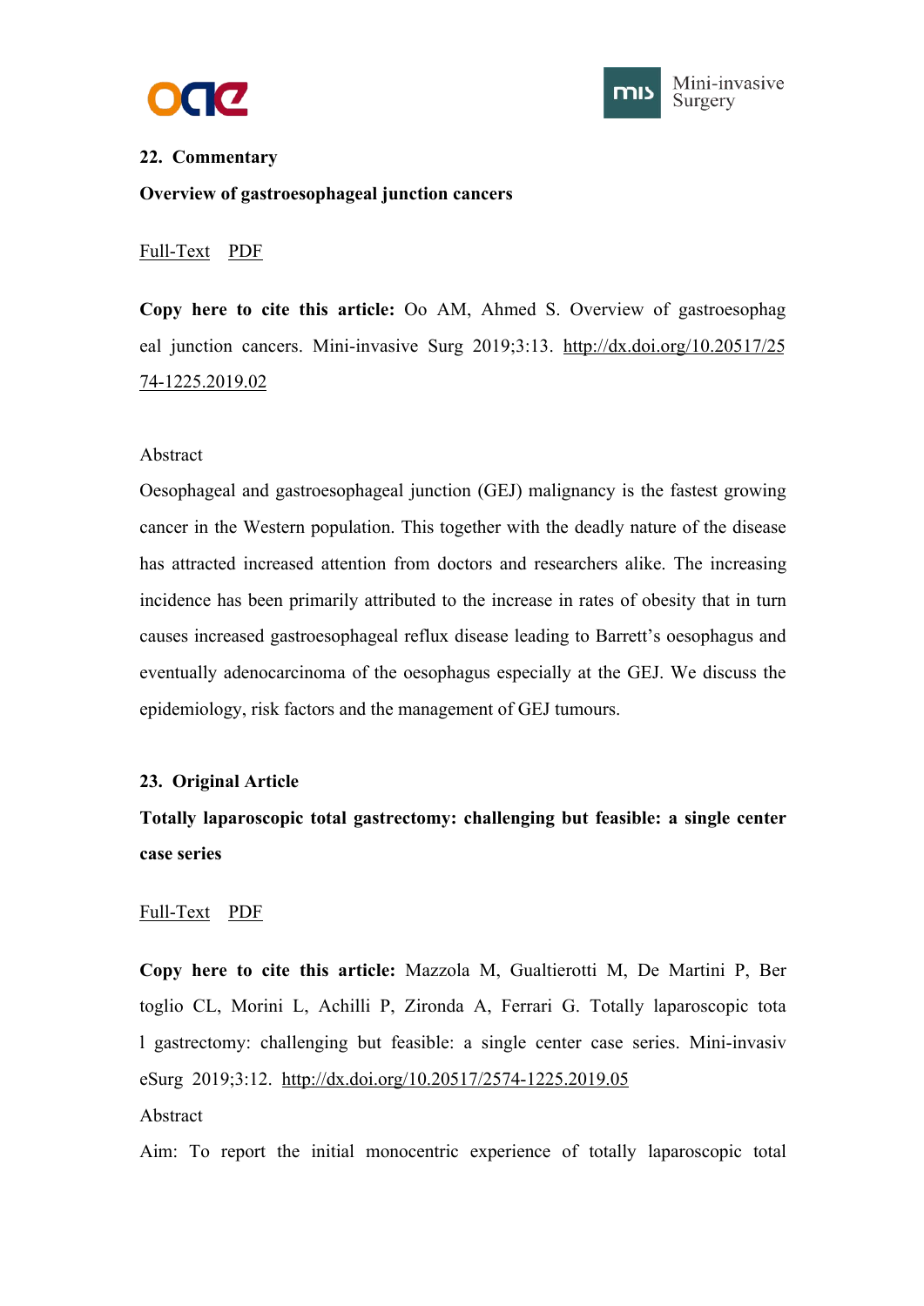**22. Commentary**

**Overview of gastroesophageal junction cancers**

Full-Text PDF

**Copy here to cite this article:** Oo AM, Ahmed S. Overview of gastroesophag eal junction cancers. Mini-invasive Surg 2019;3:13. http://dx.doi.org/10.20517/2574-1225.2019.02

Abstract

Oesophageal and gastroesophageal junction (GEJ) malignancy is the fastest growing cancer in the Western population. This together with the deadly nature of the disease has attracted increased attention from doctors and researchers alike. The increasing incidence has been primarily attributed to the increase in rates of obesity that in turn causes increased gastroesophageal reflux disease leading to Barrett's oesophagus and eventually adenocarcinoma of the oesophagus especially at the GEJ. We discuss the epidemiology, risk factors and the management of GEJ tumours.

**23. Original Article**

**Totally laparoscopic total gastrectomy: challenging but feasible: a single center case series**

Full-Text PDF

**Copy here to cite this article:** Mazzola M, Gualtierotti M, De Martini P, Bertoglio CL, Morini L, Achilli P, Zironda A, Ferrari G. Totally laparoscopic total gastrectomy: challenging but feasible: a single center case series. Mini-invasive Surg 2019;3:12. http://dx.doi.org/10.20517/2574-1225.2019.05

Abstract

Aim: To report the initial monocentric experience of totally laparoscopic total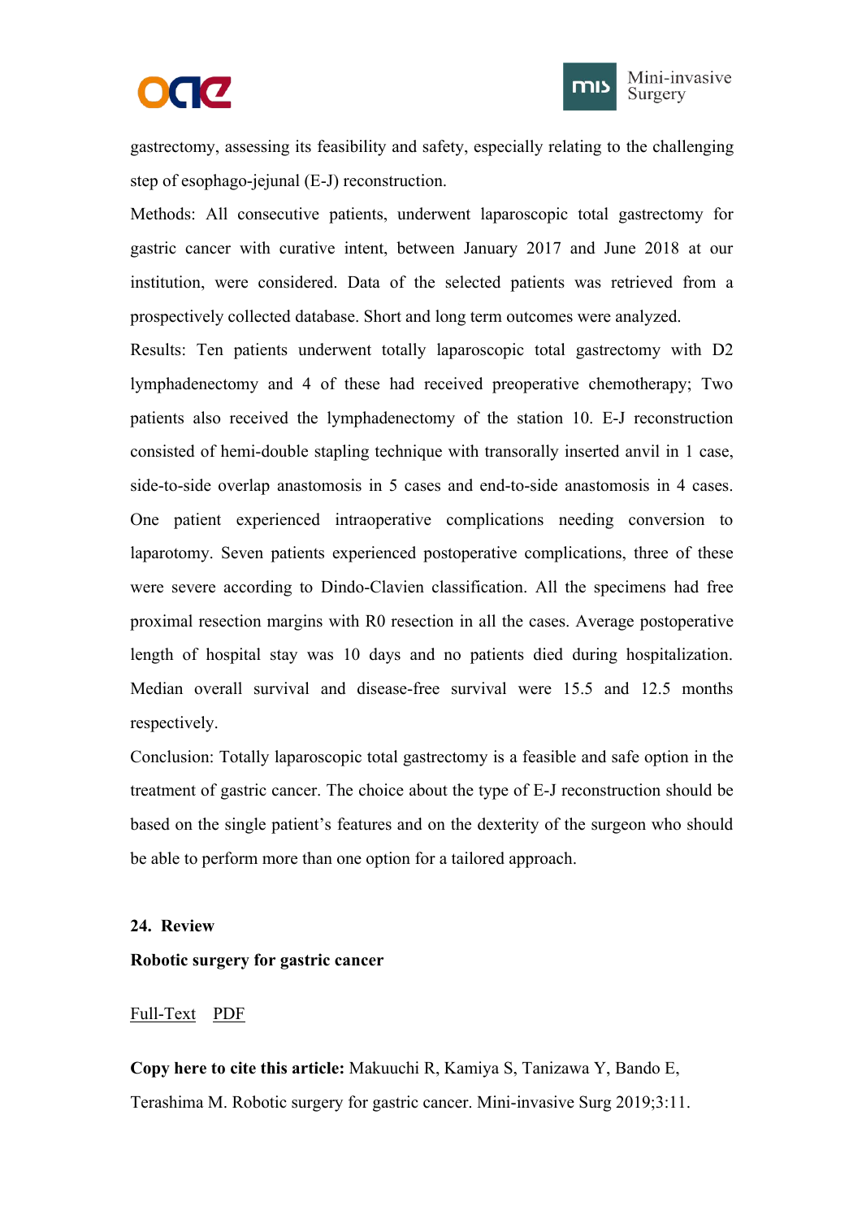gastrectomy, assessing its feasibility and safety, especially relating to the challenging step of esophago-jejunal (E-J) reconstruction.

Methods: All consecutive patients, underwent laparoscopic total gastrectomy for gastric cancer with curative intent, between January 2017 and June 2018 at our institution, were considered. Data of the selected patients was retrieved from a prospectively collected database. Short and long term outcomes were analyzed.

Results: Ten patients underwent totally laparoscopic total gastrectomy with D2 lymphadenectomy and 4 of these had received preoperative chemotherapy; Two patients also received the lymphadenectomy of the station 10. E-J reconstruction consisted of hemi-double stapling technique with transorally inserted anvil in 1 case, side-to-side overlap anastomosis in 5 cases and end-to-side anastomosis in 4 cases. One patient experienced intraoperative complications needing conversion to laparotomy. Seven patients experienced postoperative complications, three of these were severe according to Dindo-Clavien classification. All the specimens had free proximal resection margins with R0 resection in all the cases. Average postoperative length of hospital stay was 10 days and no patients died during hospitalization. Median overall survival and disease-free survival were 15.5 and 12.5 months respectively.

Conclusion: Totally laparoscopic total gastrectomy is a feasible and safe option in the treatment of gastric cancer. The choice about the type of E-J reconstruction should be based on the single patient's features and on the dexterity of the surgeon who should be able to perform more than one option for a tailored approach.

**24. Review**

**Robotic surgery for gastric cancer**

Full-Text PDF

**Copy here to cite this article:** Makuuchi R, Kamiya S, Tanizawa Y, Bando E, Terashima M. Robotic surgery for gastric cancer. Mini-invasive Surg 2019;3:11.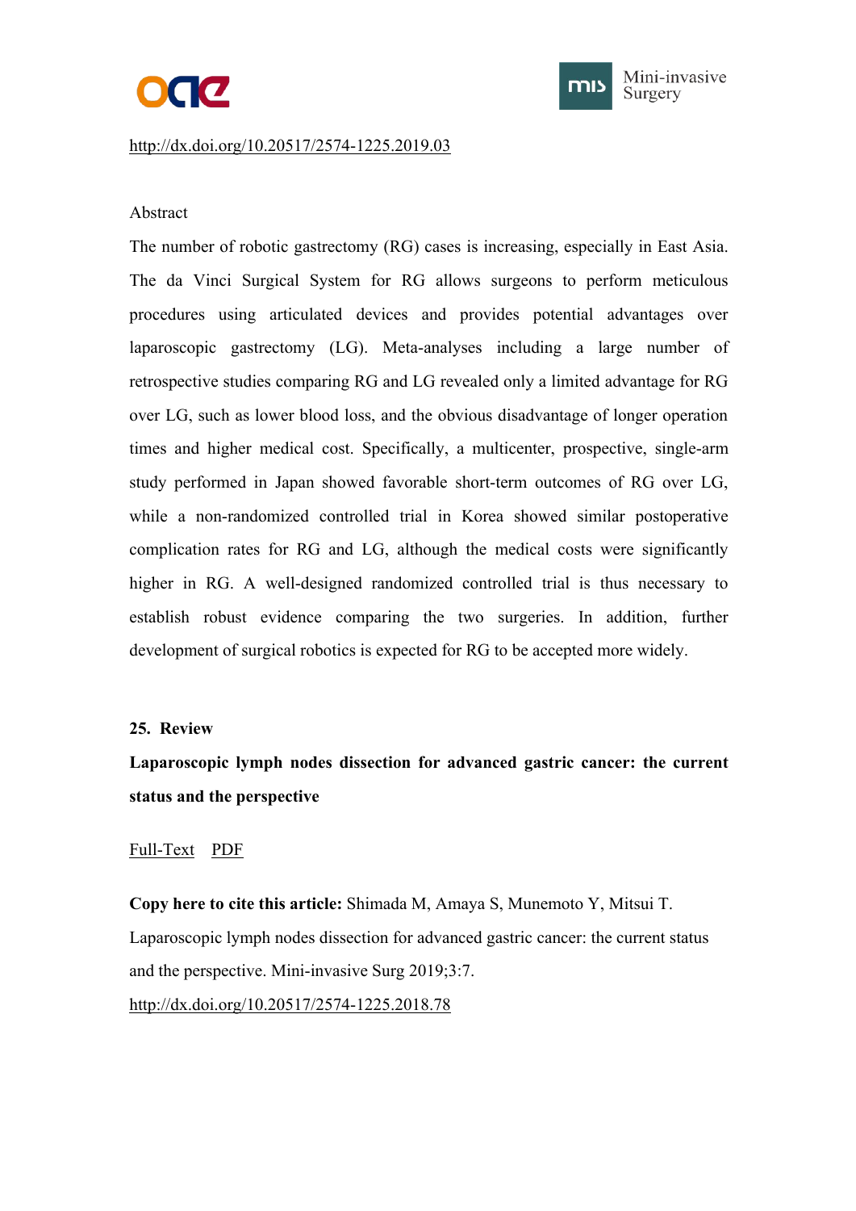http://dx.doi.org/10.20517/2574-1225.2019.03

Abstract

The number of robotic gastrectomy (RG) cases is increasing, especially in East Asia. The da Vinci Surgical System for RG allows surgeons to perform meticulous procedures using articulated devices and provides potential advantages over laparoscopic gastrectomy (LG). Meta-analyses including a large number of retrospective studies comparing RG and LG revealed only a limited advantage for RG over LG, such as lower blood loss, and the obvious disadvantage of longer operation times and higher medical cost. Specifically, a multicenter, prospective, single-arm study performed in Japan showed favorable short-term outcomes of RG over LG, while a non-randomized controlled trial in Korea showed similar postoperative complication rates for RG and LG, although the medical costs were significantly higher in RG. A well-designed randomized controlled trial is thus necessary to establish robust evidence comparing the two surgeries. In addition, further development of surgical robotics is expected for RG to be accepted more widely.

**25. Review**

**Laparoscopic lymph nodes dissection for advanced gastric cancer: the current status and the perspective**

Full-Text PDF

**Copy here to cite this article:** Shimada M, Amaya S, Munemoto Y, Mitsui T. Laparoscopic lymph nodes dissection for advanced gastric cancer: the current status and the perspective. Mini-invasive Surg 2019;3:7.
http://dx.doi.org/10.20517/2574-1225.2018.78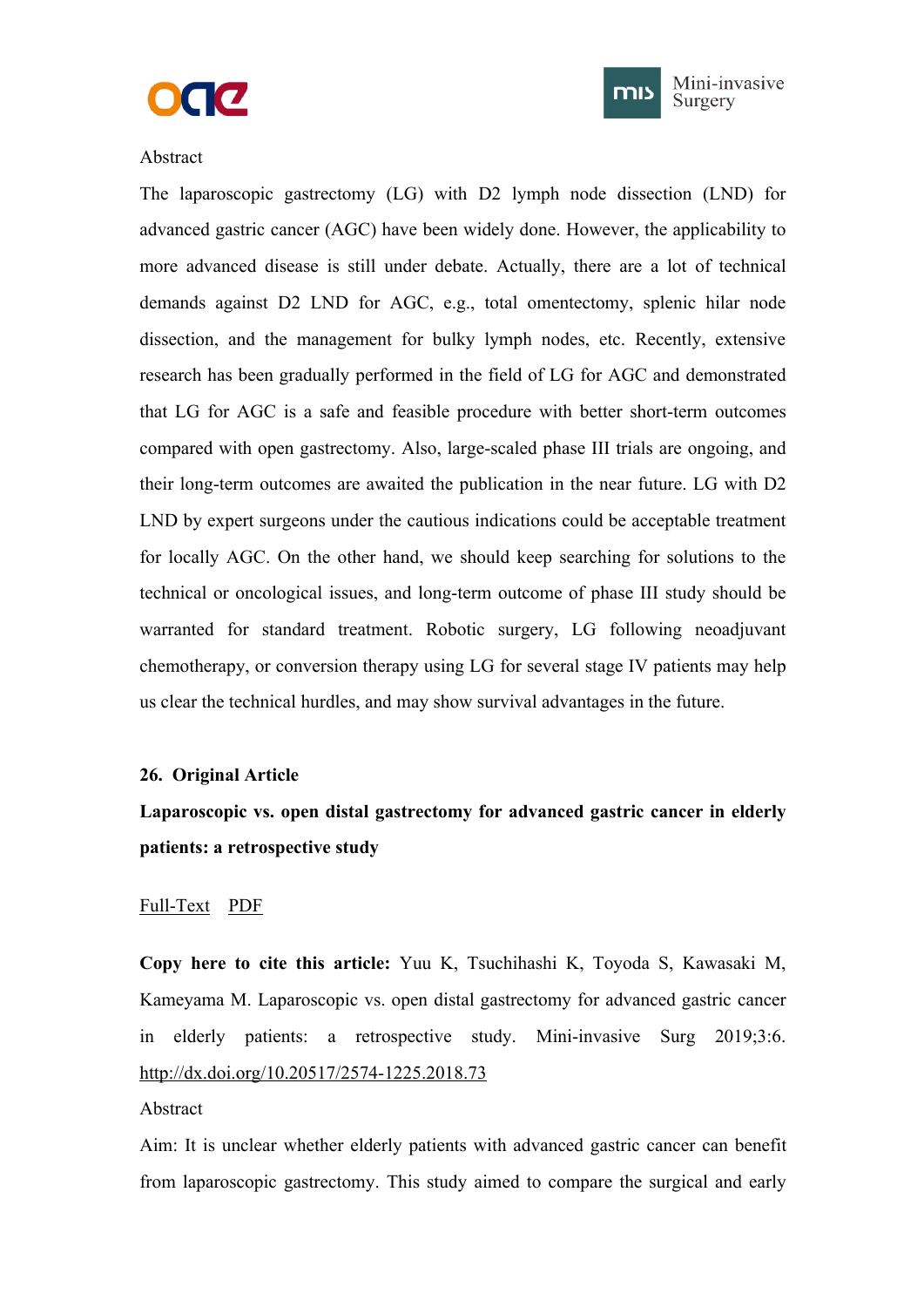Abstract

The laparoscopic gastrectomy (LG) with D2 lymph node dissection (LND) for advanced gastric cancer (AGC) have been widely done. However, the applicability to more advanced disease is still under debate. Actually, there are a lot of technical demands against D2 LND for AGC, e.g., total omentectomy, splenic hilar node dissection, and the management for bulky lymph nodes, etc. Recently, extensive research has been gradually performed in the field of LG for AGC and demonstrated that LG for AGC is a safe and feasible procedure with better short-term outcomes compared with open gastrectomy. Also, large-scaled phase III trials are ongoing, and their long-term outcomes are awaited the publication in the near future. LG with D2 LND by expert surgeons under the cautious indications could be acceptable treatment for locally AGC. On the other hand, we should keep searching for solutions to the technical or oncological issues, and long-term outcome of phase III study should be warranted for standard treatment. Robotic surgery, LG following neoadjuvant chemotherapy, or conversion therapy using LG for several stage IV patients may help us clear the technical hurdles, and may show survival advantages in the future.

**26. Original Article**

**Laparoscopic vs. open distal gastrectomy for advanced gastric cancer in elderly patients: a retrospective study**

Full-Text PDF

**Copy here to cite this article:** Yuu K, Tsuchihashi K, Toyoda S, Kawasaki M, Kameyama M. Laparoscopic vs. open distal gastrectomy for advanced gastric cancer in elderly patients: a retrospective study. Mini-invasive Surg 2019;3:6. http://dx.doi.org/10.20517/2574-1225.2018.73

Abstract

Aim: It is unclear whether elderly patients with advanced gastric cancer can benefit from laparoscopic gastrectomy. This study aimed to compare the surgical and early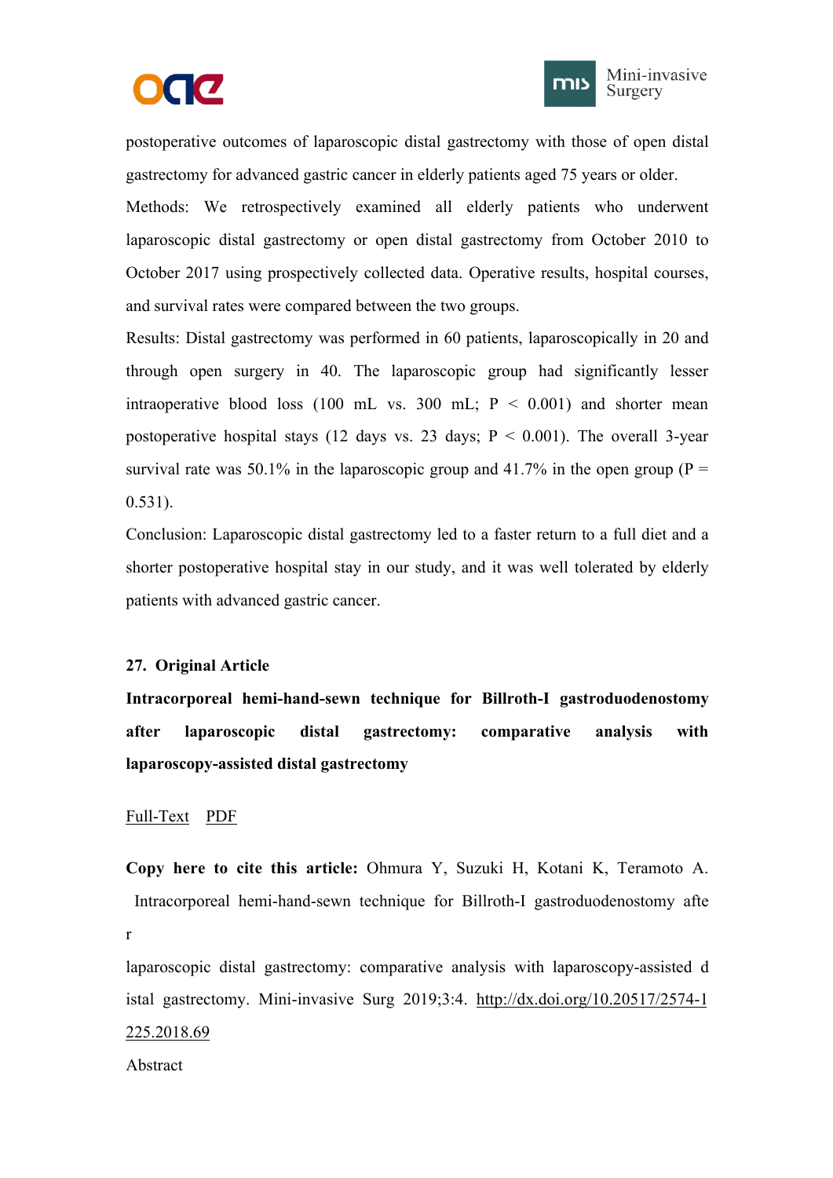postoperative outcomes of laparoscopic distal gastrectomy with those of open distal gastrectomy for advanced gastric cancer in elderly patients aged 75 years or older.

Methods: We retrospectively examined all elderly patients who underwent laparoscopic distal gastrectomy or open distal gastrectomy from October 2010 to October 2017 using prospectively collected data. Operative results, hospital courses, and survival rates were compared between the two groups.

Results: Distal gastrectomy was performed in 60 patients, laparoscopically in 20 and through open surgery in 40. The laparoscopic group had significantly lesser intraoperative blood loss (100 mL vs. 300 mL; $P < 0.001$) and shorter mean postoperative hospital stays (12 days vs. 23 days; $P < 0.001$). The overall 3-year survival rate was 50.1% in the laparoscopic group and 41.7% in the open group ($P = 0.531$).

Conclusion: Laparoscopic distal gastrectomy led to a faster return to a full diet and a shorter postoperative hospital stay in our study, and it was well tolerated by elderly patients with advanced gastric cancer.

**27. Original Article**

**Intracorporeal hemi-hand-sewn technique for Billroth-I gastroduodenostomy after laparoscopic distal gastrectomy: comparative analysis with laparoscopy-assisted distal gastrectomy**

Full-Text PDF

**Copy here to cite this article:** Ohmura Y, Suzuki H, Kotani K, Teramoto A. Intracorporeal hemi-hand-sewn technique for Billroth-I gastroduodenostomy after laparoscopic distal gastrectomy: comparative analysis with laparoscopy-assisted distal gastrectomy. Mini-invasive Surg 2019;3:4. http://dx.doi.org/10.20517/2574-1225.2018.69

Abstract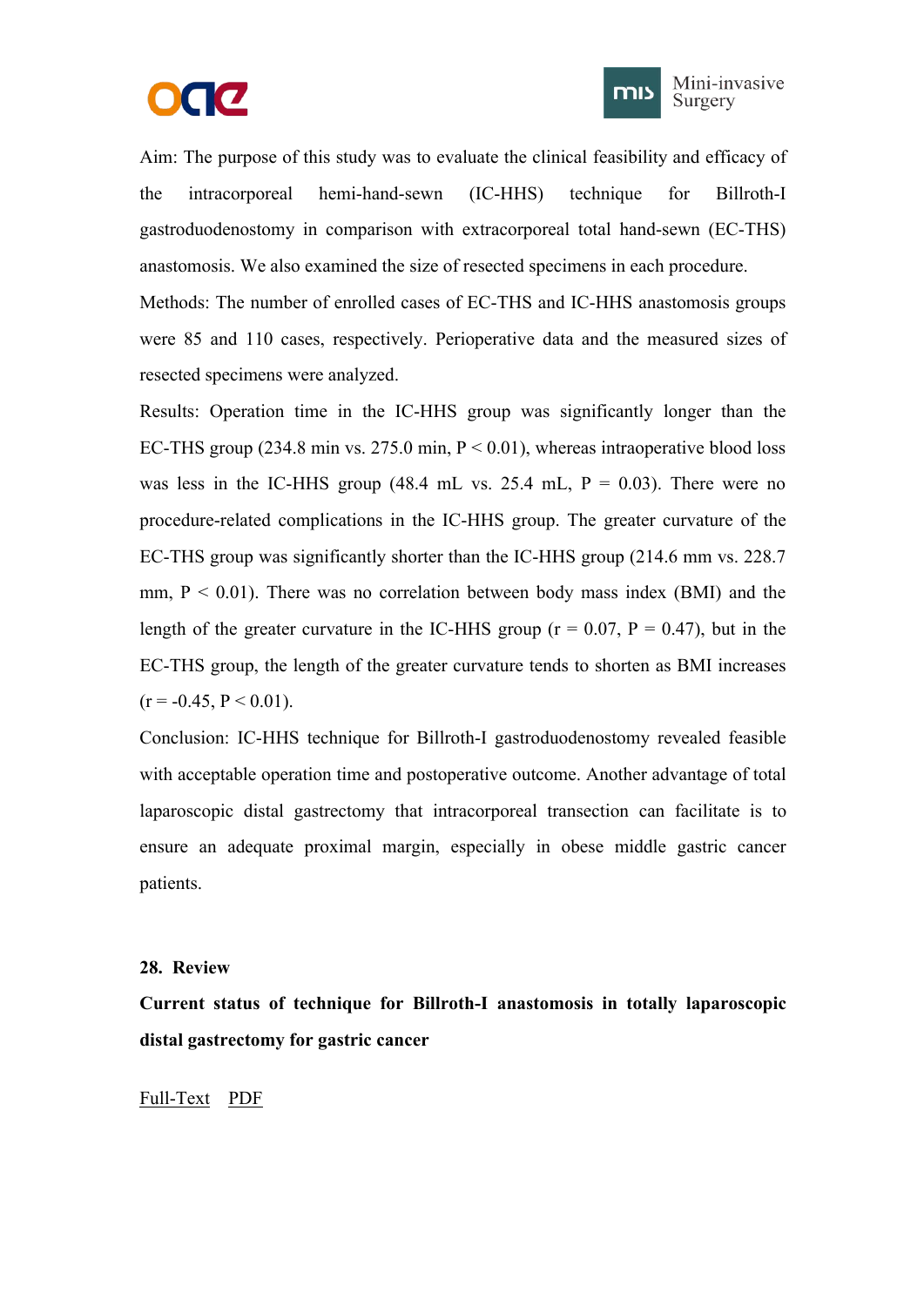Aim: The purpose of this study was to evaluate the clinical feasibility and efficacy of the intracorporeal hemi-hand-sewn (IC-HHS) technique for Billroth-I gastroduodenostomy in comparison with extracorporeal total hand-sewn (EC-THS) anastomosis. We also examined the size of resected specimens in each procedure.

Methods: The number of enrolled cases of EC-THS and IC-HHS anastomosis groups were 85 and 110 cases, respectively. Perioperative data and the measured sizes of resected specimens were analyzed.

Results: Operation time in the IC-HHS group was significantly longer than the EC-THS group (234.8 min vs. 275.0 min, $P < 0.01$), whereas intraoperative blood loss was less in the IC-HHS group (48.4 mL vs. 25.4 mL, $P = 0.03$). There were no procedure-related complications in the IC-HHS group. The greater curvature of the EC-THS group was significantly shorter than the IC-HHS group (214.6 mm vs. 228.7 mm, $P < 0.01$). There was no correlation between body mass index (BMI) and the length of the greater curvature in the IC-HHS group ($r = 0.07$, $P = 0.47$), but in the EC-THS group, the length of the greater curvature tends to shorten as BMI increases ($r = -0.45$, $P < 0.01$).

Conclusion: IC-HHS technique for Billroth-I gastroduodenostomy revealed feasible with acceptable operation time and postoperative outcome. Another advantage of total laparoscopic distal gastrectomy that intracorporeal transection can facilitate is to ensure an adequate proximal margin, especially in obese middle gastric cancer patients.

**28. Review**

**Current status of technique for Billroth-I anastomosis in totally laparoscopic distal gastrectomy for gastric cancer**

Full-Text PDF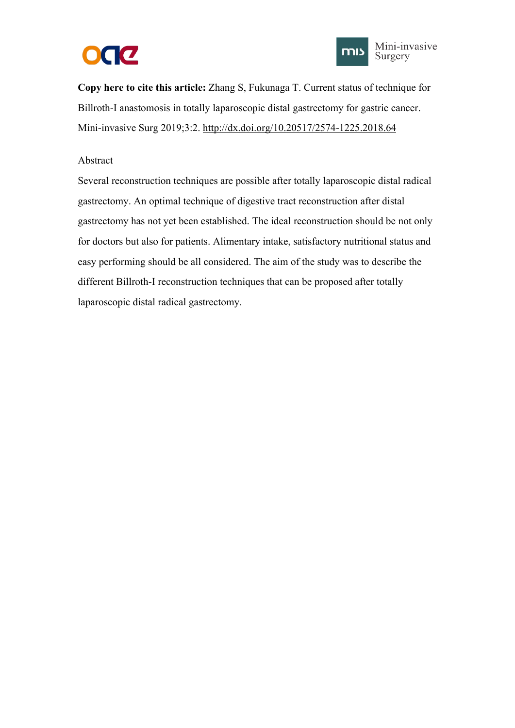**Copy here to cite this article:** Zhang S, Fukunaga T. Current status of technique for Billroth-I anastomosis in totally laparoscopic distal gastrectomy for gastric cancer. Mini-invasive Surg 2019;3:2. http://dx.doi.org/10.20517/2574-1225.2018.64

Abstract

Several reconstruction techniques are possible after totally laparoscopic distal radical gastrectomy. An optimal technique of digestive tract reconstruction after distal gastrectomy has not yet been established. The ideal reconstruction should be not only for doctors but also for patients. Alimentary intake, satisfactory nutritional status and easy performing should be all considered. The aim of the study was to describe the different Billroth-I reconstruction techniques that can be proposed after totally laparoscopic distal radical gastrectomy.